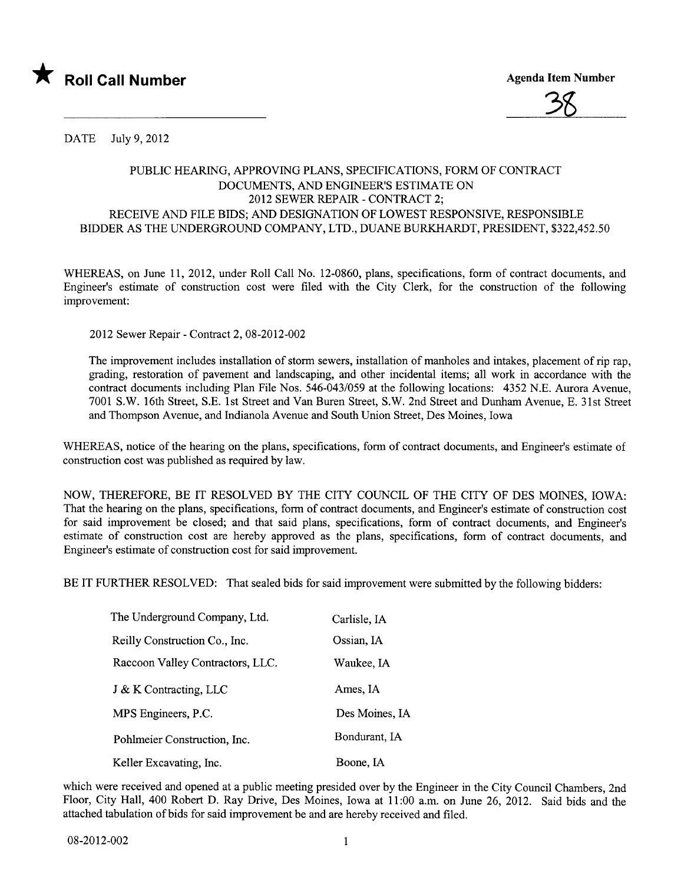★ **Roll Call Number**

**Agenda Item Number**

38

DATE July 9, 2012

PUBLIC HEARING, APPROVING PLANS, SPECIFICATIONS, FORM OF CONTRACT DOCUMENTS, AND ENGINEER'S ESTIMATE ON 2012 SEWER REPAIR - CONTRACT 2; RECEIVE AND FILE BIDS; AND DESIGNATION OF LOWEST RESPONSIVE, RESPONSIBLE BIDDER AS THE UNDERGROUND COMPANY, LTD., DUANE BURKHARDT, PRESIDENT, $322,452.50

WHEREAS, on June 11, 2012, under Roll Call No. 12-0860, plans, specifications, form of contract documents, and Engineer's estimate of construction cost were filed with the City Clerk, for the construction of the following improvement:

2012 Sewer Repair - Contract 2, 08-2012-002

The improvement includes installation of storm sewers, installation of manholes and intakes, placement of rip rap, grading, restoration of pavement and landscaping, and other incidental items; all work in accordance with the contract documents including Plan File Nos. 546-043/059 at the following locations: 4352 N.E. Aurora Avenue, 7001 S.W. 16th Street, S.E. 1st Street and Van Buren Street, S.W. 2nd Street and Dunham Avenue, E. 31st Street and Thompson Avenue, and Indianola Avenue and South Union Street, Des Moines, Iowa

WHEREAS, notice of the hearing on the plans, specifications, form of contract documents, and Engineer's estimate of construction cost was published as required by law.

NOW, THEREFORE, BE IT RESOLVED BY THE CITY COUNCIL OF THE CITY OF DES MOINES, IOWA: That the hearing on the plans, specifications, form of contract documents, and Engineer's estimate of construction cost for said improvement be closed; and that said plans, specifications, form of contract documents, and Engineer's estimate of construction cost are hereby approved as the plans, specifications, form of contract documents, and Engineer's estimate of construction cost for said improvement.

BE IT FURTHER RESOLVED: That sealed bids for said improvement were submitted by the following bidders:

| | |
|---|---|
| The Underground Company, Ltd. | Carlisle, IA |
| Reilly Construction Co., Inc. | Ossian, IA |
| Raccoon Valley Contractors, LLC. | Waukee, IA |
| J & K Contracting, LLC | Ames, IA |
| MPS Engineers, P.C. | Des Moines, IA |
| Pohlmeier Construction, Inc. | Bondurant, IA |
| Keller Excavating, Inc. | Boone, IA |

which were received and opened at a public meeting presided over by the Engineer in the City Council Chambers, 2nd Floor, City Hall, 400 Robert D. Ray Drive, Des Moines, Iowa at 11:00 a.m. on June 26, 2012. Said bids and the attached tabulation of bids for said improvement be and are hereby received and filed.

08-2012-002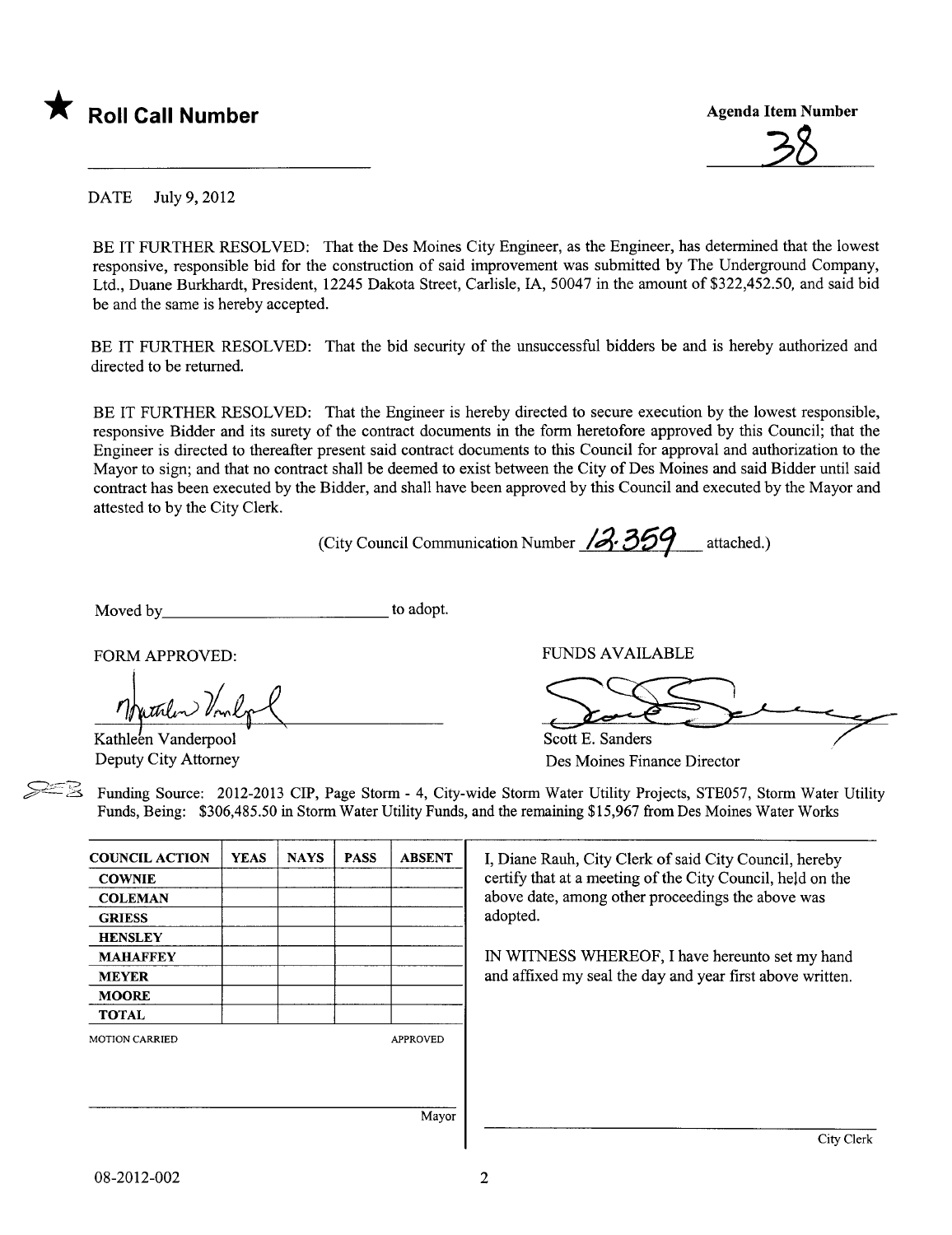★ **Roll Call Number**

**Agenda Item Number**

38

DATE July 9, 2012

BE IT FURTHER RESOLVED: That the Des Moines City Engineer, as the Engineer, has determined that the lowest responsive, responsible bid for the construction of said improvement was submitted by The Underground Company, Ltd., Duane Burkhardt, President, 12245 Dakota Street, Carlisle, IA, 50047 in the amount of $322,452.50, and said bid be and the same is hereby accepted.

BE IT FURTHER RESOLVED: That the bid security of the unsuccessful bidders be and is hereby authorized and directed to be returned.

BE IT FURTHER RESOLVED: That the Engineer is hereby directed to secure execution by the lowest responsible, responsive Bidder and its surety of the contract documents in the form heretofore approved by this Council; that the Engineer is directed to thereafter present said contract documents to this Council for approval and authorization to the Mayor to sign; and that no contract shall be deemed to exist between the City of Des Moines and said Bidder until said contract has been executed by the Bidder, and shall have been approved by this Council and executed by the Mayor and attested to by the City Clerk.

(City Council Communication Number 12-359 attached.)

Moved by\_\_\_\_\_\_\_\_\_\_\_\_\_\_\_\_\_\_\_\_\_\_\_\_\_\_ to adopt.

FORM APPROVED:

Kathleen Vanderpool
Deputy City Attorney

FUNDS AVAILABLE

Scott E. Sanders
Des Moines Finance Director

Funding Source: 2012-2013 CIP, Page Storm - 4, City-wide Storm Water Utility Projects, STE057, Storm Water Utility Funds, Being: $306,485.50 in Storm Water Utility Funds, and the remaining $15,967 from Des Moines Water Works

| COUNCIL ACTION | YEAS | NAYS | PASS | ABSENT |
|---|---|---|---|---|
| COWNIE | | | | |
| COLEMAN | | | | |
| GRIESS | | | | |
| HENSLEY | | | | |
| MAHAFFEY | | | | |
| MEYER | | | | |
| MOORE | | | | |
| TOTAL | | | | |

MOTION CARRIED APPROVED

\_\_\_\_\_\_\_\_\_\_\_\_\_\_\_\_\_\_\_\_\_\_\_\_\_\_
Mayor

I, Diane Rauh, City Clerk of said City Council, hereby certify that at a meeting of the City Council, held on the above date, among other proceedings the above was adopted.

IN WITNESS WHEREOF, I have hereunto set my hand and affixed my seal the day and year first above written.

\_\_\_\_\_\_\_\_\_\_\_\_\_\_\_\_\_\_\_\_\_\_\_\_\_\_
City Clerk

08-2012-002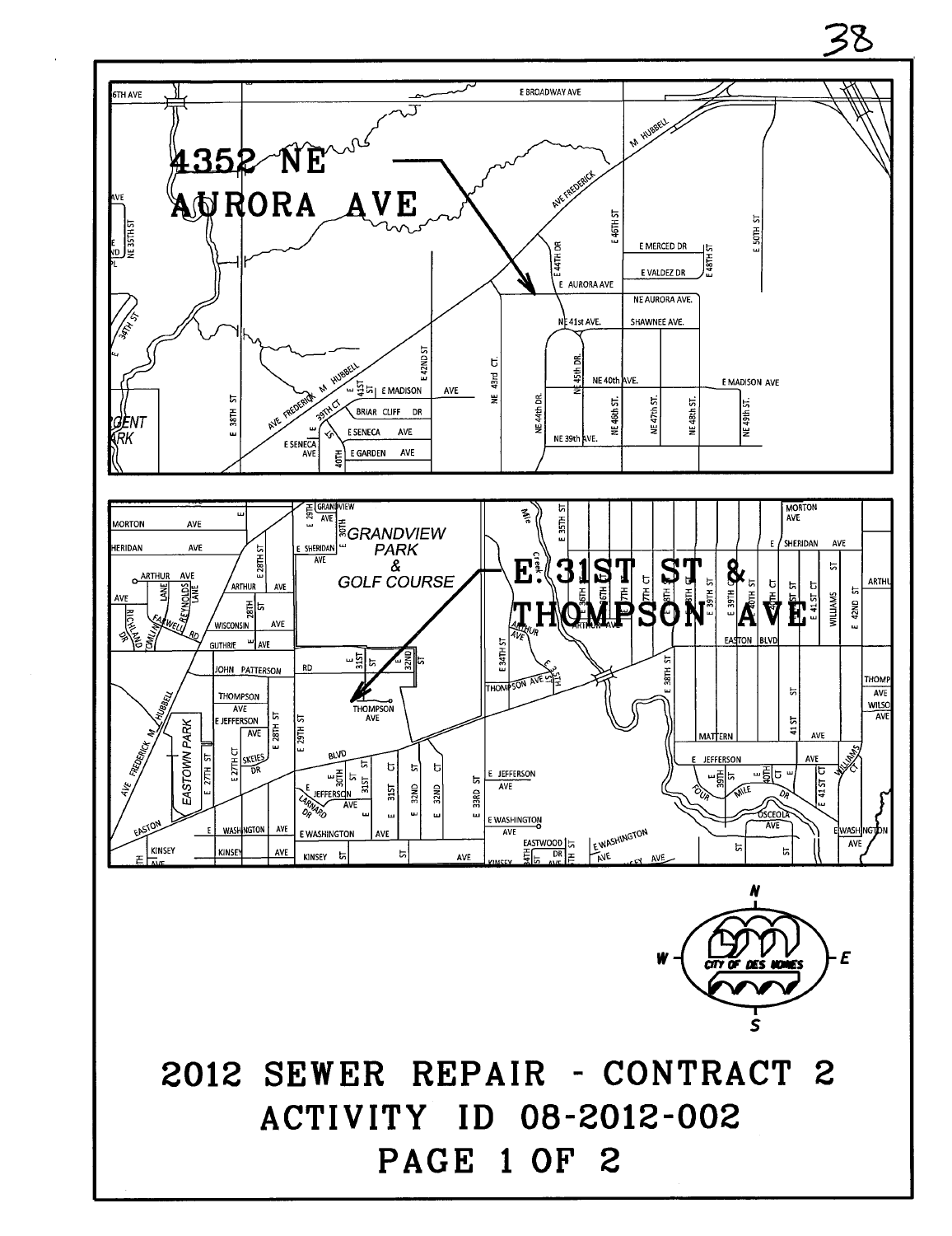**4352 NE AURORA AVE**

**E. 31ST ST & THOMPSON AVE**

# 2012 SEWER REPAIR - CONTRACT 2

## ACTIVITY ID 08-2012-002

## PAGE 1 OF 2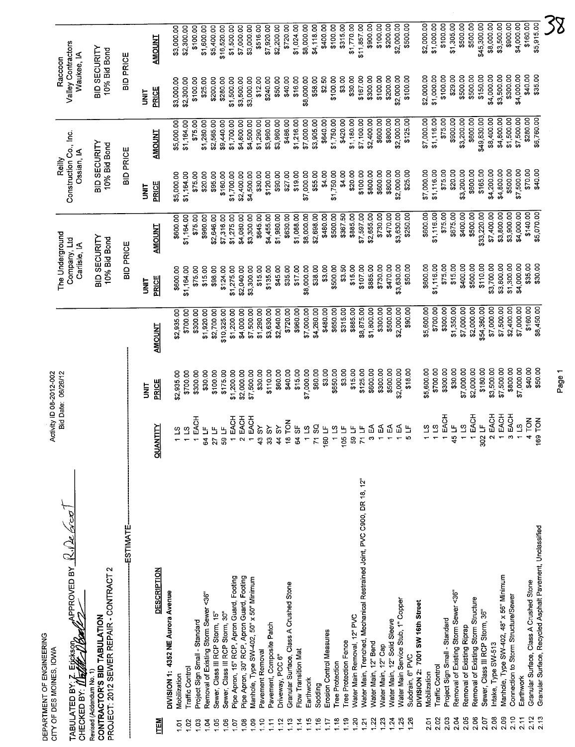DEPARTMENT OF ENGINEERING
CITY OF DES MOINES, IOWA

Activity ID 08-2012-002
Bid Date: 06/26/12

TABULATED BY: Z. Erickson APPROVED BY: R. De Groot
CHECKED BY:

Revised (Addendum No. 1)
**CONTRACTOR'S BID TABULATION**
**PROJECT: 2012 SEWER REPAIR - CONTRACT 2**

38

| ITEM | DESCRIPTION | QUANTITY | ESTIMATE UNIT PRICE | ESTIMATE AMOUNT | The Underground Company, Ltd Carlisle, IA UNIT PRICE | The Underground Company, Ltd AMOUNT | Reilly Construction Co., Inc. Ossian, IA UNIT PRICE | Reilly Construction Co., Inc. AMOUNT | Raccoon Valley Contractors Waukee, IA UNIT PRICE | Raccoon Valley Contractors AMOUNT |
|---|---|---|---|---|---|---|---|---|---|---|
| | | | | | BID SECURITY 10% Bid Bond | | BID SECURITY 10% Bid Bond | | BID SECURITY 10% Bid Bond | |
| | **DIVISION 1: 4352 NE Aurora Avenue** | | | | | | | | | |
| 1.01 | Mobilization | 1 LS | $2,935.00 | $2,935.00 | $600.00 | $600.00 | $5,000.00 | $5,000.00 | $3,000.00 | $3,000.00 |
| 1.02 | Traffic Control | 1 LS | $700.00 | $700.00 | $1,164.00 | $1,164.00 | $1,164.00 | $1,164.00 | $2,300.00 | $2,300.00 |
| 1.03 | Project Sign Small - Standard | 1 EACH | $300.00 | $300.00 | $75.00 | $75.00 | $75.00 | $75.00 | $100.00 | $100.00 |
| 1.04 | Removal of Existing Storm Sewer <36" | 64 LF | $30.00 | $1,920.00 | $15.00 | $960.00 | $20.00 | $1,280.00 | $25.00 | $1,600.00 |
| 1.05 | Sewer, Class III RCP Storm, 15" | 27 LF | $100.00 | $2,700.00 | $98.00 | $2,646.00 | $95.00 | $2,565.00 | $200.00 | $5,400.00 |
| 1.06 | Sewer, Class III RCP Storm, 30" | 59 LF | $175.00 | $10,325.00 | $124.00 | $7,316.00 | $160.00 | $9,440.00 | $280.00 | $16,520.00 |
| 1.07 | Pipe Apron, 15" RCP, Apron Guard, Footing | 1 EACH | $1,200.00 | $1,200.00 | $1,275.00 | $1,275.00 | $1,700.00 | $1,700.00 | $1,500.00 | $1,500.00 |
| 1.08 | Pipe Apron, 30" RCP, Apron Guard, Footing | 2 EACH | $2,000.00 | $4,000.00 | $2,040.00 | $4,080.00 | $2,400.00 | $4,800.00 | $3,500.00 | $7,000.00 |
| 1.09 | Manhole, Type SW-402, 50" x 50" Minimum | 1 EACH | $7,500.00 | $7,500.00 | $3,300.00 | $3,300.00 | $4,500.00 | $4,500.00 | $3,000.00 | $3,000.00 |
| 1.10 | Pavement Removal | 43 SY | $30.00 | $1,290.00 | $15.00 | $645.00 | $30.00 | $1,290.00 | $12.00 | $516.00 |
| 1.11 | Pavement, Composite Patch | 33 SY | $110.00 | $3,630.00 | $135.00 | $4,455.00 | $120.00 | $3,960.00 | $240.00 | $7,920.00 |
| 1.12 | Driveway, PCC 6" | 44 SY | $60.00 | $2,640.00 | $45.00 | $1,980.00 | $90.00 | $3,960.00 | $50.00 | $2,200.00 |
| 1.13 | Granular Surface, Class A Crushed Stone | 18 TON | $40.00 | $720.00 | $35.00 | $630.00 | $27.00 | $486.00 | $40.00 | $720.00 |
| 1.14 | Flow Transition Mat | 64 SF | $15.00 | $960.00 | $17.00 | $1,088.00 | $19.00 | $1,216.00 | $16.00 | $1,024.00 |
| 1.15 | Earthwork | 1 LS | $7,000.00 | $7,000.00 | $8,000.00 | $8,000.00 | $7,000.00 | $7,000.00 | $8,000.00 | $8,000.00 |
| 1.16 | Sodding | 71 SQ | $60.00 | $4,260.00 | $38.00 | $2,698.00 | $55.00 | $3,905.00 | $58.00 | $4,118.00 |
| 1.17 | Erosion Control Measures | 160 LF | $3.00 | $480.00 | $3.00 | $480.00 | $4.00 | $640.00 | $2.50 | $400.00 |
| 1.18 | Tree Protection | 1 LS | $650.00 | $650.00 | $500.00 | $500.00 | $1,750.00 | $1,750.00 | $100.00 | $100.00 |
| 1.19 | Tree Protection Fence | 105 LF | $3.00 | $315.00 | $3.50 | $367.50 | $4.00 | $420.00 | $3.00 | $315.00 |
| 1.20 | Water Main Removal, 12" PVC | 59 LF | $15.00 | $885.00 | $15.00 | $885.00 | $20.00 | $1,180.00 | $30.00 | $1,770.00 |
| 1.21 | Water Main, Trenched, Mechanical Restrained Joint, PVC C900, DR 18, 12" | 71 LF | $125.00 | $8,875.00 | $107.00 | $7,597.00 | $100.00 | $7,100.00 | $167.00 | $11,857.00 |
| 1.22 | Water Main, 12" Bend | 3 EA | $600.00 | $1,800.00 | $885.00 | $2,655.00 | $800.00 | $2,400.00 | $300.00 | $900.00 |
| 1.23 | Water Main, 12" Cap | 1 EA | $300.00 | $300.00 | $730.00 | $730.00 | $600.00 | $600.00 | $100.00 | $100.00 |
| 1.24 | Water Main, 12" Solid Sleeve | 1 EA | $500.00 | $500.00 | $470.00 | $470.00 | $800.00 | $800.00 | $200.00 | $200.00 |
| 1.25 | Water Main Service Stub, 1" Copper | 1 EA | $2,000.00 | $2,000.00 | $3,630.00 | $3,630.00 | $2,000.00 | $2,000.00 | $2,000.00 | $2,000.00 |
| 1.26 | Subdrain, 6" PVC | 5 LF | $18.00 | $90.00 | $50.00 | $250.00 | $25.00 | $125.00 | $100.00 | $500.00 |
| | **DIVISION 2: 7001 SW 16th Street** | | | | | | | | | |
| 2.01 | Mobilization | 1 LS | $5,600.00 | $5,600.00 | $600.00 | $600.00 | $7,000.00 | $7,000.00 | $2,000.00 | $2,000.00 |
| 2.02 | Traffic Control | 1 LS | $700.00 | $700.00 | $1,116.00 | $1,116.00 | $1,116.00 | $1,116.00 | $1,000.00 | $1,000.00 |
| 2.03 | Project Sign Small - Standard | 1 EACH | $300.00 | $300.00 | $75.00 | $75.00 | $75.00 | $75.00 | $100.00 | $100.00 |
| 2.04 | Removal of Existing Storm Sewer <36" | 45 LF | $30.00 | $1,350.00 | $15.00 | $675.00 | $20.00 | $900.00 | $29.00 | $1,305.00 |
| 2.05 | Removal of Existing Riprap | 1 LS | $7,000.00 | $7,000.00 | $400.00 | $400.00 | $3,200.00 | $3,200.00 | $500.00 | $500.00 |
| 2.06 | Removal of Existing Storm Structure | 1 EACH | $2,000.00 | $2,000.00 | $500.00 | $500.00 | $600.00 | $600.00 | $500.00 | $500.00 |
| 2.07 | Sewer, Class III RCP Storm, 36" | 302 LF | $180.00 | $54,360.00 | $110.00 | $33,220.00 | $165.00 | $49,830.00 | $150.00 | $45,300.00 |
| 2.08 | Intake, Type SW-513 | 2 EACH | $3,500.00 | $7,000.00 | $3,700.00 | $7,400.00 | $4,200.00 | $8,400.00 | $4,000.00 | $8,000.00 |
| 2.09 | Manhole, Type SW-402, 48" x 56" Minimum | 1 EACH | $7,500.00 | $7,500.00 | $3,800.00 | $3,800.00 | $4,800.00 | $4,800.00 | $3,500.00 | $3,500.00 |
| 2.10 | Connection to Storm Structure/Sewer | 3 EACH | $800.00 | $2,400.00 | $1,300.00 | $3,900.00 | $500.00 | $1,500.00 | $300.00 | $900.00 |
| 2.11 | Earthwork | 1 LS | $7,000.00 | $7,000.00 | $4,000.00 | $4,000.00 | $7,500.00 | $7,500.00 | $4,000.00 | $4,000.00 |
| 2.12 | Granular Surface, Class A Crushed Stone | 4 TON | $40.00 | $160.00 | $35.00 | $140.00 | $70.00 | $280.00 | $40.00 | $160.00 |
| 2.13 | Granular Surface, Recycled Asphalt Pavement, Unclassified | 169 TON | $50.00 | $8,450.00 | $30.00 | $5,070.00 | $40.00 | $6,760.00 | $35.00 | $5,915.00 |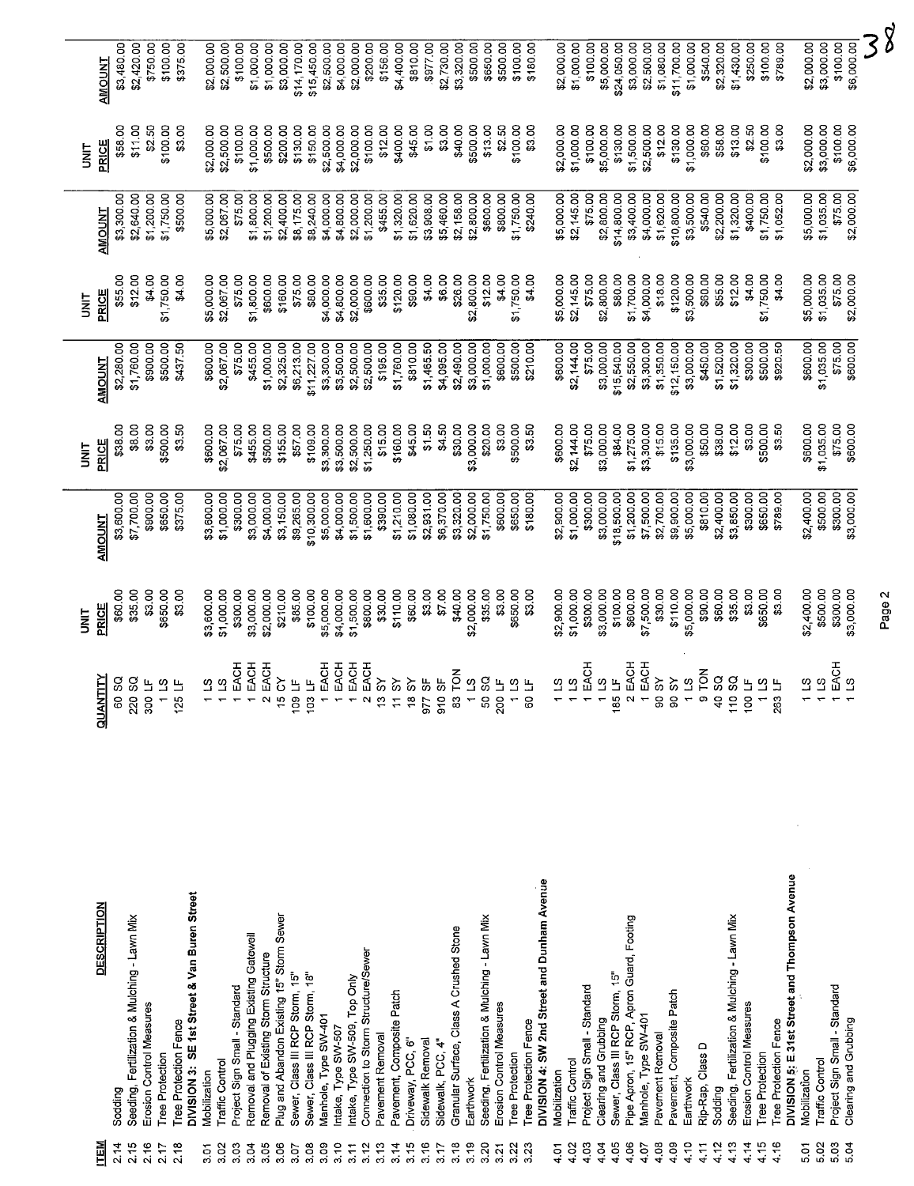| ITEM | DESCRIPTION | QUANTITY | UNIT PRICE | AMOUNT | UNIT PRICE | AMOUNT | UNIT PRICE | AMOUNT | UNIT PRICE | AMOUNT |
|---|---|---|---|---|---|---|---|---|---|---|
| 2.14 | Sodding | 60 SQ | $60.00 | $3,600.00 | $38.00 | $2,280.00 | $55.00 | $3,300.00 | $58.00 | $3,480.00 |
| 2.15 | Seeding, Fertilization & Mulching - Lawn Mix | 220 SQ | $35.00 | $7,700.00 | $8.00 | $1,760.00 | $12.00 | $2,640.00 | $11.00 | $2,420.00 |
| 2.16 | Erosion Control Measures | 300 LF | $3.00 | $900.00 | $3.00 | $900.00 | $4.00 | $1,200.00 | $2.50 | $750.00 |
| 2.17 | Tree Protection | 1 LS | $650.00 | $650.00 | $500.00 | $500.00 | $1,750.00 | $1,750.00 | $100.00 | $100.00 |
| 2.18 | Tree Protection Fence | 125 LF | $3.00 | $375.00 | $3.50 | $437.50 | $4.00 | $500.00 | $3.00 | $375.00 |
| | **DIVISION 3: SE 1st Street & Van Buren Street** | | | | | | | | | |
| 3.01 | Mobilization | 1 LS | $3,600.00 | $3,600.00 | $600.00 | $600.00 | $5,000.00 | $5,000.00 | $2,000.00 | $2,000.00 |
| 3.02 | Traffic Control | 1 LS | $1,000.00 | $1,000.00 | $2,067.00 | $2,067.00 | $2,067.00 | $2,067.00 | $2,500.00 | $2,500.00 |
| 3.03 | Project Sign Small - Standard | 1 EACH | $300.00 | $300.00 | $75.00 | $75.00 | $75.00 | $75.00 | $100.00 | $100.00 |
| 3.04 | Removal and Plugging Existing Gatewell | 1 EACH | $3,000.00 | $3,000.00 | $455.00 | $455.00 | $1,800.00 | $1,800.00 | $1,000.00 | $1,000.00 |
| 3.05 | Removal of Existing Storm Structure | 2 EACH | $2,000.00 | $4,000.00 | $500.00 | $1,000.00 | $600.00 | $1,200.00 | $500.00 | $1,000.00 |
| 3.06 | Plug and Abandon Existing 15" Storm Sewer | 15 CY | $210.00 | $3,150.00 | $155.00 | $2,325.00 | $160.00 | $2,400.00 | $200.00 | $3,000.00 |
| 3.07 | Sewer, Class III RCP Storm, 15" | 109 LF | $85.00 | $9,265.00 | $57.00 | $6,213.00 | $75.00 | $8,175.00 | $130.00 | $14,170.00 |
| 3.08 | Sewer, Class III RCP Storm, 18" | 103 LF | $100.00 | $10,300.00 | $109.00 | $11,227.00 | $80.00 | $8,240.00 | $150.00 | $15,450.00 |
| 3.09 | Manhole, Type SW-401 | 1 EACH | $5,000.00 | $5,000.00 | $3,300.00 | $3,300.00 | $4,000.00 | $4,000.00 | $2,500.00 | $2,500.00 |
| 3.10 | Intake, Type SW-507 | 1 EACH | $4,000.00 | $4,000.00 | $3,500.00 | $3,500.00 | $4,800.00 | $4,800.00 | $4,000.00 | $4,000.00 |
| 3.11 | Intake, Type SW-509, Top Only | 1 EACH | $1,500.00 | $1,500.00 | $2,500.00 | $2,500.00 | $2,000.00 | $2,000.00 | $2,000.00 | $2,000.00 |
| 3.12 | Connection to Storm Structure/Sewer | 2 EACH | $800.00 | $1,600.00 | $1,250.00 | $2,500.00 | $600.00 | $1,200.00 | $100.00 | $200.00 |
| 3.13 | Pavement Removal | 13 SY | $30.00 | $390.00 | $15.00 | $195.00 | $35.00 | $455.00 | $12.00 | $156.00 |
| 3.14 | Pavement, Composite Patch | 11 SY | $110.00 | $1,210.00 | $160.00 | $1,760.00 | $120.00 | $1,320.00 | $400.00 | $4,400.00 |
| 3.15 | Driveway, PCC, 6" | 18 SY | $60.00 | $1,080.00 | $45.00 | $810.00 | $90.00 | $1,620.00 | $45.00 | $810.00 |
| 3.16 | Sidewalk Removal | 977 SF | $3.00 | $2,931.00 | $1.50 | $1,465.50 | $4.00 | $3,908.00 | $1.00 | $977.00 |
| 3.17 | Sidewalk, PCC, 4" | 910 SF | $7.00 | $6,370.00 | $4.50 | $4,095.00 | $6.00 | $5,460.00 | $3.00 | $2,730.00 |
| 3.18 | Granular Surface, Class A Crushed Stone | 83 TON | $40.00 | $3,320.00 | $30.00 | $2,490.00 | $26.00 | $2,158.00 | $40.00 | $3,320.00 |
| 3.19 | Earthwork | 1 LS | $2,000.00 | $2,000.00 | $3,000.00 | $3,000.00 | $2,800.00 | $2,800.00 | $500.00 | $500.00 |
| 3.20 | Seeding, Fertilization & Mulching - Lawn Mix | 50 SQ | $35.00 | $1,750.00 | $20.00 | $1,000.00 | $12.00 | $600.00 | $13.00 | $650.00 |
| 3.21 | Erosion Control Measures | 200 LF | $3.00 | $600.00 | $3.00 | $600.00 | $4.00 | $800.00 | $2.50 | $500.00 |
| 3.22 | Tree Protection | 1 LS | $650.00 | $650.00 | $500.00 | $500.00 | $1,750.00 | $1,750.00 | $100.00 | $100.00 |
| 3.23 | Tree Protection Fence | 60 LF | $3.00 | $180.00 | $3.50 | $210.00 | $4.00 | $240.00 | $3.00 | $180.00 |
| | **DIVISION 4: SW 2nd Street and Dunham Avenue** | | | | | | | | | |
| 4.01 | Mobilization | 1 LS | $2,900.00 | $2,900.00 | $600.00 | $600.00 | $5,000.00 | $5,000.00 | $2,000.00 | $2,000.00 |
| 4.02 | Traffic Control | 1 LS | $1,000.00 | $1,000.00 | $2,144.00 | $2,144.00 | $2,145.00 | $2,145.00 | $1,000.00 | $1,000.00 |
| 4.03 | Project Sign Small - Standard | 1 EACH | $300.00 | $300.00 | $75.00 | $75.00 | $75.00 | $75.00 | $100.00 | $100.00 |
| 4.04 | Clearing and Grubbing | 1 LS | $3,000.00 | $3,000.00 | $3,000.00 | $3,000.00 | $2,800.00 | $2,800.00 | $5,000.00 | $5,000.00 |
| 4.05 | Sewer, Class III RCP Storm, 15" | 185 LF | $100.00 | $18,500.00 | $84.00 | $15,540.00 | $80.00 | $14,800.00 | $130.00 | $24,050.00 |
| 4.06 | Pipe Apron, 15" RCP, Apron Guard, Footing | 2 EACH | $600.00 | $1,200.00 | $1,275.00 | $2,550.00 | $1,700.00 | $3,400.00 | $1,500.00 | $3,000.00 |
| 4.07 | Manhole, Type SW-401 | 1 EACH | $7,500.00 | $7,500.00 | $3,300.00 | $3,300.00 | $4,000.00 | $4,000.00 | $2,500.00 | $2,500.00 |
| 4.08 | Pavement Removal | 90 SY | $30.00 | $2,700.00 | $15.00 | $1,350.00 | $18.00 | $1,620.00 | $12.00 | $1,080.00 |
| 4.09 | Pavement, Composite Patch | 90 SY | $110.00 | $9,900.00 | $135.00 | $12,150.00 | $120.00 | $10,800.00 | $130.00 | $11,700.00 |
| 4.10 | Earthwork | 1 LS | $5,000.00 | $5,000.00 | $3,000.00 | $3,000.00 | $3,500.00 | $3,500.00 | $1,000.00 | $1,000.00 |
| 4.11 | Rip-Rap, Class D | 9 TON | $90.00 | $810.00 | $50.00 | $450.00 | $60.00 | $540.00 | $60.00 | $540.00 |
| 4.12 | Sodding | 40 SQ | $60.00 | $2,400.00 | $38.00 | $1,520.00 | $55.00 | $2,200.00 | $58.00 | $2,320.00 |
| 4.13 | Seeding, Fertilization & Mulching - Lawn Mix | 110 SQ | $35.00 | $3,850.00 | $12.00 | $1,320.00 | $12.00 | $1,320.00 | $13.00 | $1,430.00 |
| 4.14 | Erosion Control Measures | 100 LF | $3.00 | $300.00 | $3.00 | $300.00 | $4.00 | $400.00 | $2.50 | $250.00 |
| 4.15 | Tree Protection | 1 LS | $650.00 | $650.00 | $500.00 | $500.00 | $1,750.00 | $1,750.00 | $100.00 | $100.00 |
| 4.16 | Tree Protection Fence | 263 LF | $3.00 | $789.00 | $3.50 | $920.50 | $4.00 | $1,052.00 | $3.00 | $789.00 |
| | **DIVISION 5: E 31st Street and Thompson Avenue** | | | | | | | | | |
| 5.01 | Mobilization | 1 LS | $2,400.00 | $2,400.00 | $600.00 | $600.00 | $5,000.00 | $5,000.00 | $2,000.00 | $2,000.00 |
| 5.02 | Traffic Control | 1 LS | $500.00 | $500.00 | $1,035.00 | $1,035.00 | $1,035.00 | $1,035.00 | $3,000.00 | $3,000.00 |
| 5.03 | Project Sign Small - Standard | 1 EACH | $300.00 | $300.00 | $75.00 | $75.00 | $75.00 | $75.00 | $100.00 | $100.00 |
| 5.04 | Clearing and Grubbing | 1 LS | $3,000.00 | $3,000.00 | $600.00 | $600.00 | $2,000.00 | $2,000.00 | $6,000.00 | $6,000.00 |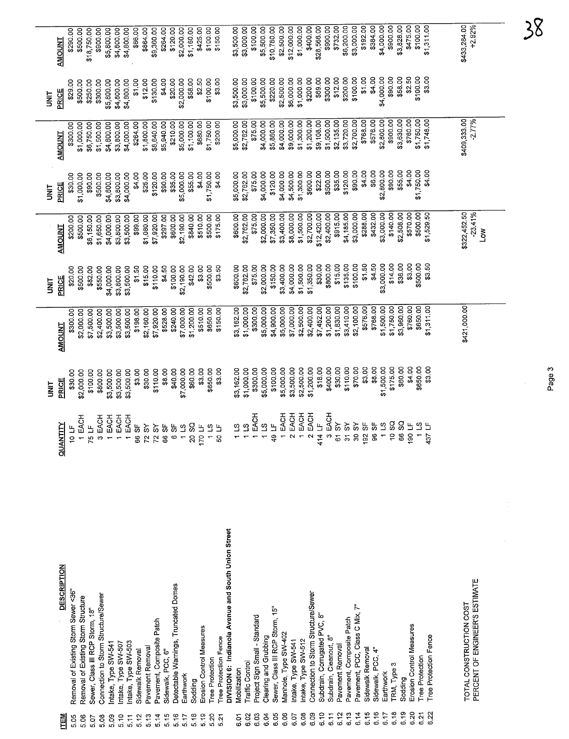| ITEM | DESCRIPTION | QUANTITY | UNIT PRICE | AMOUNT | UNIT PRICE | AMOUNT | UNIT PRICE | AMOUNT | UNIT PRICE | AMOUNT |
|---|---|---|---|---|---|---|---|---|---|---|
| 5.05 | Removal of Existing Storm Sewer <36" | 10 LF | $30.00 | $300.00 | $20.00 | $200.00 | $30.00 | $300.00 | $29.00 | $290.00 |
| 5.06 | Removal of Existing Storm Structure | 1 EACH | $2,000.00 | $2,000.00 | $500.00 | $500.00 | $1,000.00 | $1,000.00 | $500.00 | $500.00 |
| 5.07 | Sewer, Class III RCP Storm, 18" | 75 LF | $100.00 | $7,500.00 | $82.00 | $6,150.00 | $90.00 | $6,750.00 | $250.00 | $18,750.00 |
| 5.08 | Connection to Storm Structure/Sewer | 3 EACH | $800.00 | $2,400.00 | $550.00 | $1,650.00 | $500.00 | $1,500.00 | $300.00 | $900.00 |
| 5.09 | Intake, Type SW-541 | 1 EACH | $3,500.00 | $3,500.00 | $4,000.00 | $4,000.00 | $4,800.00 | $4,800.00 | $5,800.00 | $5,800.00 |
| 5.10 | Intake, Type SW-507 | 1 EACH | $3,500.00 | $3,500.00 | $3,800.00 | $3,800.00 | $3,800.00 | $3,800.00 | $4,800.00 | $4,800.00 |
| 5.11 | Intake, Type SW-503 | 1 EACH | $3,500.00 | $3,500.00 | $3,500.00 | $3,500.00 | $4,000.00 | $4,000.00 | $4,800.00 | $4,800.00 |
| 5.12 | Sidewalk Removal | 66 SF | $3.00 | $198.00 | $1.50 | $99.00 | $4.00 | $264.00 | $1.00 | $66.00 |
| 5.13 | Pavement Removal | 72 SY | $30.00 | $2,160.00 | $15.00 | $1,080.00 | $25.00 | $1,800.00 | $12.00 | $864.00 |
| 5.14 | Pavement, Composite Patch | 72 SY | $110.00 | $7,920.00 | $110.00 | $7,920.00 | $120.00 | $8,640.00 | $130.00 | $9,360.00 |
| 5.15 | Sidewalk, PCC, 6" | 66 SF | $8.00 | $528.00 | $4.50 | $297.00 | $90.00 | $5,940.00 | $4.00 | $264.00 |
| 5.16 | Detectable Warnings, Truncated Domes | 6 SF | $40.00 | $240.00 | $100.00 | $600.00 | $35.00 | $210.00 | $20.00 | $120.00 |
| 5.17 | Earthwork | 1 LS | $7,000.00 | $7,000.00 | $2,190.00 | $2,190.00 | $5,000.00 | $5,000.00 | $2,000.00 | $2,000.00 |
| 5.18 | Sodding | 20 SQ | $60.00 | $1,200.00 | $42.00 | $840.00 | $55.00 | $1,100.00 | $58.00 | $1,160.00 |
| 5.19 | Erosion Control Measures | 170 LF | $3.00 | $510.00 | $3.00 | $510.00 | $4.00 | $680.00 | $2.50 | $425.00 |
| 5.20 | Tree Protection | 1 LS | $650.00 | $650.00 | $500.00 | $500.00 | $1,750.00 | $1,750.00 | $100.00 | $100.00 |
| 5.21 | Tree Protection Fence | 50 LF | $3.00 | $150.00 | $3.50 | $175.00 | $4.00 | $200.00 | $3.00 | $150.00 |
| | **DIVISION 6: Indianola Avenue and South Union Street** | | | | | | | | | |
| 6.01 | Mobilization | 1 LS | $3,162.00 | $3,162.00 | $600.00 | $600.00 | $5,000.00 | $5,000.00 | $3,500.00 | $3,500.00 |
| 6.02 | Traffic Control | 1 LS | $1,000.00 | $1,000.00 | $2,762.00 | $2,762.00 | $2,762.00 | $2,762.00 | $3,000.00 | $3,000.00 |
| 6.03 | Project Sign Small - Standard | 1 EACH | $300.00 | $300.00 | $75.00 | $75.00 | $75.00 | $75.00 | $100.00 | $100.00 |
| 6.04 | Clearing and Grubbing | 1 LS | $5,000.00 | $5,000.00 | $2,000.00 | $2,000.00 | $4,000.00 | $4,000.00 | $5,500.00 | $5,500.00 |
| 6.05 | Sewer, Class III RCP Storm, 15" | 49 LF | $100.00 | $4,900.00 | $150.00 | $7,350.00 | $120.00 | $5,880.00 | $220.00 | $10,780.00 |
| 6.06 | Manhole, Type SW-402 | 1 EACH | $5,000.00 | $5,000.00 | $3,400.00 | $3,400.00 | $4,000.00 | $4,000.00 | $2,500.00 | $2,500.00 |
| 6.07 | Intake, Type SW-541 | 2 EACH | $3,500.00 | $7,000.00 | $4,000.00 | $8,000.00 | $4,500.00 | $9,000.00 | $6,000.00 | $12,000.00 |
| 6.08 | Intake, Type SW-512 | 1 EACH | $2,500.00 | $2,500.00 | $1,500.00 | $1,500.00 | $1,300.00 | $1,300.00 | $1,000.00 | $1,000.00 |
| 6.09 | Connection to Storm Structure/Sewer | 2 EACH | $1,200.00 | $2,400.00 | $1,350.00 | $2,700.00 | $600.00 | $1,200.00 | $200.00 | $400.00 |
| 6.10 | Subdrain, Corrugated PVC, 8" | 414 LF | $18.00 | $7,452.00 | $30.00 | $12,420.00 | $22.00 | $9,108.00 | $69.00 | $28,566.00 |
| 6.11 | Subdrain, Cleanout, 8" | 3 EACH | $400.00 | $1,200.00 | $800.00 | $2,400.00 | $500.00 | $1,500.00 | $300.00 | $900.00 |
| 6.12 | Pavement Removal | 61 SY | $30.00 | $1,830.00 | $15.00 | $915.00 | $35.00 | $2,135.00 | $12.00 | $732.00 |
| 6.13 | Pavement, Composite Patch | 31 SY | $110.00 | $3,410.00 | $135.00 | $4,185.00 | $120.00 | $3,720.00 | $200.00 | $6,200.00 |
| 6.14 | Pavement, PCC, Class C Mix, 7" | 30 SY | $70.00 | $2,100.00 | $100.00 | $3,000.00 | $90.00 | $2,700.00 | $100.00 | $3,000.00 |
| 6.15 | Sidewalk Removal | 192 SF | $3.00 | $576.00 | $1.50 | $288.00 | $4.00 | $768.00 | $1.00 | $192.00 |
| 6.16 | Sidewalk, PCC, 4" | 96 SF | $8.00 | $768.00 | $4.50 | $432.00 | $6.00 | $576.00 | $4.00 | $384.00 |
| 6.17 | Earthwork | 1 LS | $1,500.00 | $1,500.00 | $3,000.00 | $3,000.00 | $2,800.00 | $2,800.00 | $4,000.00 | $4,000.00 |
| 6.18 | TRM, Type 3 | 10 SQ | $175.00 | $1,750.00 | $14.00 | $140.00 | $90.00 | $900.00 | $90.00 | $900.00 |
| 6.19 | Sodding | 66 SQ | $60.00 | $3,960.00 | $38.00 | $2,508.00 | $55.00 | $3,630.00 | $58.00 | $3,828.00 |
| 6.20 | Erosion Control Measures | 190 LF | $4.00 | $760.00 | $3.00 | $570.00 | $4.00 | $760.00 | $2.50 | $475.00 |
| 6.21 | Tree Protection | 1 LS | $650.00 | $650.00 | $500.00 | $500.00 | $1,750.00 | $1,750.00 | $100.00 | $100.00 |
| 6.22 | Tree Protection Fence | 437 LF | $3.00 | $1,311.00 | $3.50 | $1,529.50 | $4.00 | $1,748.00 | $3.00 | $1,311.00 |
| | TOTAL CONSTRUCTION COST | | | $421,000.00 | | $322,452.50 | | $409,333.00 | | $433,284.00 |
| | PERCENT OF ENGINEER'S ESTIMATE | | | | | -23.41% | | -2.77% | | +2.92% |
| | | | | | | Low | | | | |

38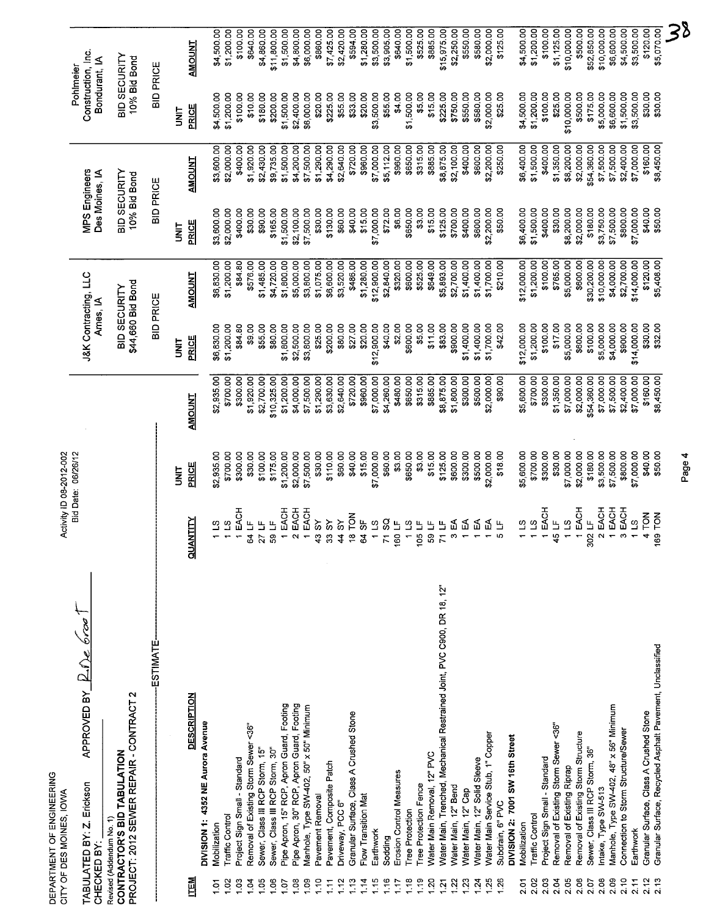DEPARTMENT OF ENGINEERING
CITY OF DES MOINES, IOWA

Activity ID 08-2012-002
Bid Date: 06/26/12

TABULATED BY: Z. Erickson APPROVED BY: R. De Groot
CHECKED BY:

Revised (Addendum No. 1)

**CONTRACTOR'S BID TABULATION**

**PROJECT: 2012 SEWER REPAIR - CONTRACT 2**

38

| ITEM | DESCRIPTION | QUANTITY | ESTIMATE UNIT PRICE | ESTIMATE AMOUNT | J&K Contracting, LLC Ames, IA — BID SECURITY $44,660 Bid Bond — UNIT PRICE | J&K AMOUNT | MPS Engineers Des Moines, IA — BID SECURITY 10% Bid Bond — UNIT PRICE | MPS AMOUNT | Pohlmeier Construction, Inc. Bondurant, IA — BID SECURITY 10% Bid Bond — UNIT PRICE | Pohlmeier AMOUNT |
|---|---|---|---|---|---|---|---|---|---|---|
| | **DIVISION 1: 4352 NE Aurora Avenue** | | | | | | | | | |
| 1.01 | Mobilization | 1 LS | $2,935.00 | $2,935.00 | $6,830.00 | $6,830.00 | $3,600.00 | $3,600.00 | $4,500.00 | $4,500.00 |
| 1.02 | Traffic Control | 1 LS | $700.00 | $700.00 | $1,200.00 | $1,200.00 | $2,000.00 | $2,000.00 | $1,200.00 | $1,200.00 |
| 1.03 | Project Sign Small - Standard | 1 EACH | $300.00 | $300.00 | $84.80 | $84.80 | $400.00 | $400.00 | $100.00 | $100.00 |
| 1.04 | Removal of Existing Storm Sewer <36" | 64 LF | $30.00 | $1,920.00 | $9.00 | $576.00 | $30.00 | $1,920.00 | $10.00 | $640.00 |
| 1.05 | Sewer, Class III RCP Storm, 15" | 27 LF | $100.00 | $2,700.00 | $55.00 | $1,485.00 | $90.00 | $2,430.00 | $180.00 | $4,860.00 |
| 1.06 | Sewer, Class III RCP Storm, 30" | 59 LF | $175.00 | $10,325.00 | $80.00 | $4,720.00 | $165.00 | $9,735.00 | $200.00 | $11,800.00 |
| 1.07 | Pipe Apron, 15" RCP, Apron Guard, Footing | 1 EACH | $1,200.00 | $1,200.00 | $1,800.00 | $1,800.00 | $1,500.00 | $1,500.00 | $1,500.00 | $1,500.00 |
| 1.08 | Pipe Apron, 30" RCP, Apron Guard, Footing | 2 EACH | $2,000.00 | $4,000.00 | $2,500.00 | $5,000.00 | $2,100.00 | $4,200.00 | $2,400.00 | $4,800.00 |
| 1.09 | Manhole, Type SW-402, 50" x 50" Minimum | 1 EACH | $7,500.00 | $7,500.00 | $3,800.00 | $3,800.00 | $7,500.00 | $7,500.00 | $6,000.00 | $6,000.00 |
| 1.10 | Pavement Removal | 43 SY | $30.00 | $1,290.00 | $25.00 | $1,075.00 | $30.00 | $1,290.00 | $20.00 | $860.00 |
| 1.11 | Pavement, Composite Patch | 33 SY | $110.00 | $3,630.00 | $200.00 | $6,600.00 | $130.00 | $4,290.00 | $225.00 | $7,425.00 |
| 1.12 | Driveway, PCC 6" | 44 SY | $60.00 | $2,640.00 | $80.00 | $3,520.00 | $60.00 | $2,640.00 | $55.00 | $2,420.00 |
| 1.13 | Granular Surface, Class A Crushed Stone | 18 TON | $40.00 | $720.00 | $27.00 | $486.00 | $40.00 | $720.00 | $33.00 | $594.00 |
| 1.14 | Flow Transition Mat | 64 SF | $15.00 | $960.00 | $20.00 | $1,280.00 | $15.00 | $960.00 | $20.00 | $1,280.00 |
| 1.15 | Earthwork | 1 LS | $7,000.00 | $7,000.00 | $12,900.00 | $12,900.00 | $7,000.00 | $7,000.00 | $3,500.00 | $3,500.00 |
| 1.16 | Sodding | 71 SQ | $60.00 | $4,260.00 | $40.00 | $2,840.00 | $72.00 | $5,112.00 | $55.00 | $3,905.00 |
| 1.17 | Erosion Control Measures | 160 LF | $3.00 | $480.00 | $2.00 | $320.00 | $6.00 | $960.00 | $4.00 | $640.00 |
| 1.18 | Tree Protection | 1 LS | $650.00 | $650.00 | $600.00 | $600.00 | $650.00 | $650.00 | $1,500.00 | $1,500.00 |
| 1.19 | Tree Protection Fence | 105 LF | $3.00 | $315.00 | $5.00 | $525.00 | $3.00 | $315.00 | $5.00 | $525.00 |
| 1.20 | Water Main Removal, 12" PVC | 59 LF | $15.00 | $885.00 | $11.00 | $649.00 | $15.00 | $885.00 | $15.00 | $885.00 |
| 1.21 | Water Main, Trenched, Mechanical Restrained Joint, PVC C900, DR 18, 12" | 71 LF | $125.00 | $8,875.00 | $83.00 | $5,893.00 | $125.00 | $8,875.00 | $225.00 | $15,975.00 |
| 1.22 | Water Main, 12" Bend | 3 EA | $600.00 | $1,800.00 | $900.00 | $2,700.00 | $700.00 | $2,100.00 | $750.00 | $2,250.00 |
| 1.23 | Water Main, 12" Cap | 1 EA | $300.00 | $300.00 | $1,400.00 | $1,400.00 | $400.00 | $400.00 | $550.00 | $550.00 |
| 1.24 | Water Main, 12" Solid Sleeve | 1 EA | $500.00 | $500.00 | $1,400.00 | $1,400.00 | $600.00 | $600.00 | $580.00 | $580.00 |
| 1.25 | Water Main Service Stub, 1" Copper | 1 EA | $2,000.00 | $2,000.00 | $1,700.00 | $1,700.00 | $2,200.00 | $2,200.00 | $2,000.00 | $2,000.00 |
| 1.26 | Subdrain, 6" PVC | 5 LF | $18.00 | $90.00 | $42.00 | $210.00 | $50.00 | $250.00 | $25.00 | $125.00 |
| | **DIVISION 2: 7001 SW 16th Street** | | | | | | | | | |
| 2.01 | Mobilization | 1 LS | $5,600.00 | $5,600.00 | $12,000.00 | $12,000.00 | $6,400.00 | $6,400.00 | $4,500.00 | $4,500.00 |
| 2.02 | Traffic Control | 1 LS | $700.00 | $700.00 | $1,200.00 | $1,200.00 | $1,500.00 | $1,500.00 | $1,200.00 | $1,200.00 |
| 2.03 | Project Sign Small - Standard | 1 EACH | $300.00 | $300.00 | $100.00 | $100.00 | $400.00 | $400.00 | $100.00 | $100.00 |
| 2.04 | Removal of Existing Storm Sewer <36" | 45 LF | $30.00 | $1,350.00 | $17.00 | $765.00 | $30.00 | $1,350.00 | $25.00 | $1,125.00 |
| 2.05 | Removal of Existing Riprap | 1 LS | $7,000.00 | $7,000.00 | $5,000.00 | $5,000.00 | $8,200.00 | $8,200.00 | $10,000.00 | $10,000.00 |
| 2.06 | Removal of Existing Storm Structure | 1 EACH | $2,000.00 | $2,000.00 | $600.00 | $600.00 | $2,000.00 | $2,000.00 | $500.00 | $500.00 |
| 2.07 | Sewer, Class III RCP Storm, 36" | 302 LF | $180.00 | $54,360.00 | $100.00 | $30,200.00 | $180.00 | $54,360.00 | $175.00 | $52,850.00 |
| 2.08 | Intake, Type SW-513 | 2 EACH | $3,500.00 | $7,000.00 | $5,000.00 | $10,000.00 | $3,750.00 | $7,500.00 | $5,000.00 | $10,000.00 |
| 2.09 | Manhole, Type SW-402, 48" x 56" Minimum | 1 EACH | $7,500.00 | $7,500.00 | $4,000.00 | $4,000.00 | $7,500.00 | $7,500.00 | $6,600.00 | $6,600.00 |
| 2.10 | Connection to Storm Structure/Sewer | 3 EACH | $800.00 | $2,400.00 | $900.00 | $2,700.00 | $800.00 | $2,400.00 | $1,500.00 | $4,500.00 |
| 2.11 | Earthwork | 1 LS | $7,000.00 | $7,000.00 | $14,000.00 | $14,000.00 | $7,000.00 | $7,000.00 | $3,500.00 | $3,500.00 |
| 2.12 | Granular Surface, Class A Crushed Stone | 4 TON | $40.00 | $160.00 | $30.00 | $120.00 | $40.00 | $160.00 | $30.00 | $120.00 |
| 2.13 | Granular Surface, Recycled Asphalt Pavement, Unclassified | 169 TON | $50.00 | $8,450.00 | $32.00 | $5,408.00 | $50.00 | $8,450.00 | $30.00 | $5,070.00 |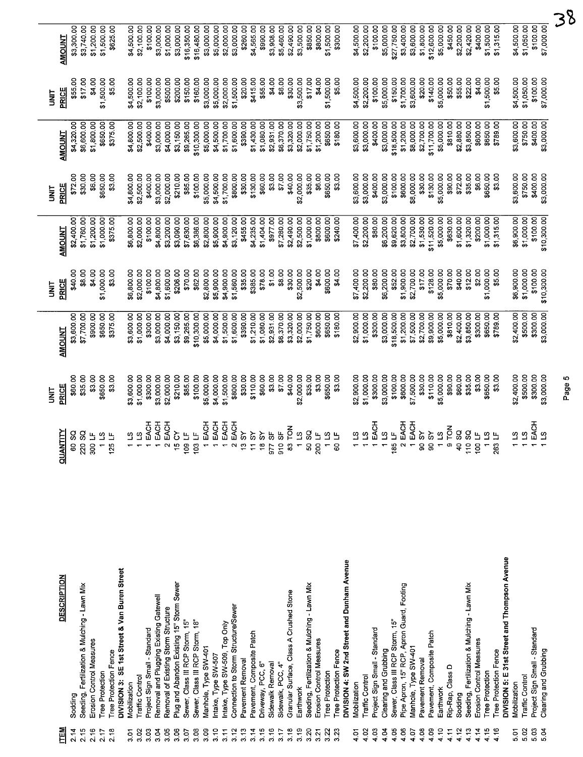| ITEM | DESCRIPTION | QUANTITY | UNIT PRICE | AMOUNT | UNIT PRICE | AMOUNT | UNIT PRICE | AMOUNT | UNIT PRICE | AMOUNT |
|---|---|---|---|---|---|---|---|---|---|---|
| 2.14 | Sodding | 60 SQ | $60.00 | $3,600.00 | $40.00 | $2,400.00 | $72.00 | $4,320.00 | $55.00 | $3,300.00 |
| 2.15 | Seeding, Fertilization & Mulching - Lawn Mix | 220 SQ | $35.00 | $7,700.00 | $8.00 | $1,760.00 | $30.00 | $6,600.00 | $17.00 | $3,740.00 |
| 2.16 | Erosion Control Measures | 300 LF | $3.00 | $900.00 | $4.00 | $1,200.00 | $6.00 | $1,800.00 | $4.00 | $1,200.00 |
| 2.17 | Tree Protection | 1 LS | $650.00 | $650.00 | $1,000.00 | $1,000.00 | $650.00 | $650.00 | $1,500.00 | $1,500.00 |
| 2.18 | Tree Protection Fence | 125 LF | $3.00 | $375.00 | $3.00 | $375.00 | $3.00 | $375.00 | $5.00 | $625.00 |
| | **DIVISION 3: SE 1st Street & Van Buren Street** | | | | | | | | | |
| 3.01 | Mobilization | 1 LS | $3,600.00 | $3,600.00 | $6,800.00 | $6,800.00 | $4,800.00 | $4,800.00 | $4,500.00 | $4,500.00 |
| 3.02 | Traffic Control | 1 LS | $1,000.00 | $1,000.00 | $2,000.00 | $2,000.00 | $2,500.00 | $2,500.00 | $2,100.00 | $2,100.00 |
| 3.03 | Project Sign Small - Standard | 1 EACH | $300.00 | $300.00 | $100.00 | $100.00 | $400.00 | $400.00 | $100.00 | $100.00 |
| 3.04 | Removal and Plugging Existing Gatewell | 1 EACH | $3,000.00 | $3,000.00 | $4,800.00 | $4,800.00 | $3,000.00 | $3,000.00 | $3,000.00 | $3,000.00 |
| 3.05 | Removal of Existing Storm Structure | 2 EACH | $2,000.00 | $4,000.00 | $1,600.00 | $3,200.00 | $2,000.00 | $4,000.00 | $500.00 | $1,000.00 |
| 3.06 | Plug and Abandon Existing 15" Storm Sewer | 15 CY | $210.00 | $3,150.00 | $206.00 | $3,090.00 | $210.00 | $3,150.00 | $200.00 | $3,000.00 |
| 3.07 | Sewer, Class III RCP Storm, 15" | 109 LF | $85.00 | $9,265.00 | $70.00 | $7,630.00 | $85.00 | $9,265.00 | $150.00 | $16,350.00 |
| 3.08 | Sewer, Class III RCP Storm, 18" | 103 LF | $100.00 | $10,300.00 | $62.00 | $6,386.00 | $100.00 | $10,300.00 | $160.00 | $16,480.00 |
| 3.09 | Manhole, Type SW-401 | 1 EACH | $5,000.00 | $5,000.00 | $2,800.00 | $2,800.00 | $5,000.00 | $5,000.00 | $3,000.00 | $3,000.00 |
| 3.10 | Intake, Type SW-507 | 1 EACH | $4,000.00 | $4,000.00 | $5,900.00 | $5,900.00 | $4,500.00 | $4,500.00 | $5,000.00 | $5,000.00 |
| 3.11 | Intake, Type SW-509, Top Only | 1 EACH | $1,500.00 | $1,500.00 | $4,900.00 | $4,900.00 | $1,700.00 | $1,700.00 | $2,000.00 | $2,000.00 |
| 3.12 | Connection to Storm Structure/Sewer | 2 EACH | $800.00 | $1,600.00 | $1,560.00 | $3,120.00 | $800.00 | $1,600.00 | $1,500.00 | $3,000.00 |
| 3.13 | Pavement Removal | 13 SY | $30.00 | $390.00 | $35.00 | $455.00 | $30.00 | $390.00 | $20.00 | $260.00 |
| 3.14 | Pavement, Composite Patch | 11 SY | $110.00 | $1,210.00 | $385.00 | $4,235.00 | $130.00 | $1,430.00 | $415.00 | $4,565.00 |
| 3.15 | Driveway, PCC, 6" | 18 SY | $60.00 | $1,080.00 | $78.00 | $1,404.00 | $60.00 | $1,080.00 | $55.00 | $990.00 |
| 3.16 | Sidewalk Removal | 977 SF | $3.00 | $2,931.00 | $1.00 | $977.00 | $3.00 | $2,931.00 | $4.00 | $3,908.00 |
| 3.17 | Sidewalk, PCC, 4" | 910 SF | $7.00 | $6,370.00 | $8.00 | $7,280.00 | $7.00 | $6,370.00 | $6.00 | $5,460.00 |
| 3.18 | Granular Surface, Class A Crushed Stone | 83 TON | $40.00 | $3,320.00 | $30.00 | $2,490.00 | $40.00 | $3,320.00 | $30.00 | $2,490.00 |
| 3.19 | Earthwork | 1 LS | $2,000.00 | $2,000.00 | $2,500.00 | $2,500.00 | $2,000.00 | $2,000.00 | $3,500.00 | $3,500.00 |
| 3.20 | Seeding, Fertilization & Mulching - Lawn Mix | 50 SQ | $35.00 | $1,750.00 | $20.00 | $1,000.00 | $35.00 | $1,750.00 | $17.00 | $850.00 |
| 3.21 | Erosion Control Measures | 200 LF | $3.00 | $600.00 | $4.00 | $800.00 | $6.00 | $1,200.00 | $4.00 | $800.00 |
| 3.22 | Tree Protection | 1 LS | $650.00 | $650.00 | $600.00 | $600.00 | $650.00 | $650.00 | $1,500.00 | $1,500.00 |
| 3.23 | Tree Protection Fence | 60 LF | $3.00 | $180.00 | $4.00 | $240.00 | $3.00 | $180.00 | $5.00 | $300.00 |
| | **DIVISION 4: SW 2nd Street and Dunham Avenue** | | | | | | | | | |
| 4.01 | Mobilization | 1 LS | $2,900.00 | $2,900.00 | $7,400.00 | $7,400.00 | $3,600.00 | $3,600.00 | $4,500.00 | $4,500.00 |
| 4.02 | Traffic Control | 1 LS | $1,000.00 | $1,000.00 | $2,200.00 | $2,200.00 | $3,000.00 | $3,000.00 | $2,200.00 | $2,200.00 |
| 4.03 | Project Sign Small - Standard | 1 EACH | $300.00 | $300.00 | $80.00 | $80.00 | $400.00 | $400.00 | $100.00 | $100.00 |
| 4.04 | Clearing and Grubbing | 1 LS | $3,000.00 | $3,000.00 | $6,200.00 | $6,200.00 | $3,000.00 | $3,000.00 | $5,000.00 | $5,000.00 |
| 4.05 | Sewer, Class III RCP Storm, 15" | 185 LF | $100.00 | $18,500.00 | $52.00 | $9,620.00 | $100.00 | $18,500.00 | $150.00 | $27,750.00 |
| 4.06 | Pipe Apron, 15" RCP, Apron Guard, Footing | 2 EACH | $600.00 | $1,200.00 | $1,900.00 | $3,800.00 | $600.00 | $1,200.00 | $1,700.00 | $3,400.00 |
| 4.07 | Manhole, Type SW-401 | 1 EACH | $7,500.00 | $7,500.00 | $2,700.00 | $2,700.00 | $8,000.00 | $8,000.00 | $3,600.00 | $3,600.00 |
| 4.08 | Pavement Removal | 90 SY | $30.00 | $2,700.00 | $17.00 | $1,530.00 | $30.00 | $2,700.00 | $20.00 | $1,800.00 |
| 4.09 | Pavement, Composite Patch | 90 SY | $110.00 | $9,900.00 | $128.00 | $11,520.00 | $130.00 | $11,700.00 | $140.00 | $12,600.00 |
| 4.10 | Earthwork | 1 LS | $5,000.00 | $5,000.00 | $5,000.00 | $5,000.00 | $5,000.00 | $5,000.00 | $5,000.00 | $5,000.00 |
| 4.11 | Rip-Rap, Class D | 9 TON | $90.00 | $810.00 | $70.00 | $630.00 | $90.00 | $810.00 | $50.00 | $450.00 |
| 4.12 | Sodding | 40 SQ | $60.00 | $2,400.00 | $40.00 | $1,600.00 | $72.00 | $2,880.00 | $55.00 | $2,200.00 |
| 4.13 | Seeding, Fertilization & Mulching - Lawn Mix | 110 SQ | $35.00 | $3,850.00 | $12.00 | $1,320.00 | $35.00 | $3,850.00 | $22.00 | $2,420.00 |
| 4.14 | Erosion Control Measures | 100 LF | $3.00 | $300.00 | $2.00 | $200.00 | $6.00 | $600.00 | $4.00 | $400.00 |
| 4.15 | Tree Protection | 1 LS | $650.00 | $650.00 | $1,000.00 | $1,000.00 | $650.00 | $650.00 | $1,500.00 | $1,500.00 |
| 4.16 | Tree Protection Fence | 263 LF | $3.00 | $789.00 | $5.00 | $1,315.00 | $3.00 | $789.00 | $5.00 | $1,315.00 |
| | **DIVISION 5: E 31st Street and Thompson Avenue** | | | | | | | | | |
| 5.01 | Mobilization | 1 LS | $2,400.00 | $2,400.00 | $6,900.00 | $6,900.00 | $3,600.00 | $3,600.00 | $4,500.00 | $4,500.00 |
| 5.02 | Traffic Control | 1 LS | $500.00 | $500.00 | $1,000.00 | $1,000.00 | $750.00 | $750.00 | $1,050.00 | $1,050.00 |
| 5.03 | Project Sign Small - Standard | 1 EACH | $300.00 | $300.00 | $100.00 | $100.00 | $400.00 | $400.00 | $100.00 | $100.00 |
| 5.04 | Clearing and Grubbing | 1 LS | $3,000.00 | $3,000.00 | $10,300.00 | $10,300.00 | $3,000.00 | $3,000.00 | $7,000.00 | $7,000.00 |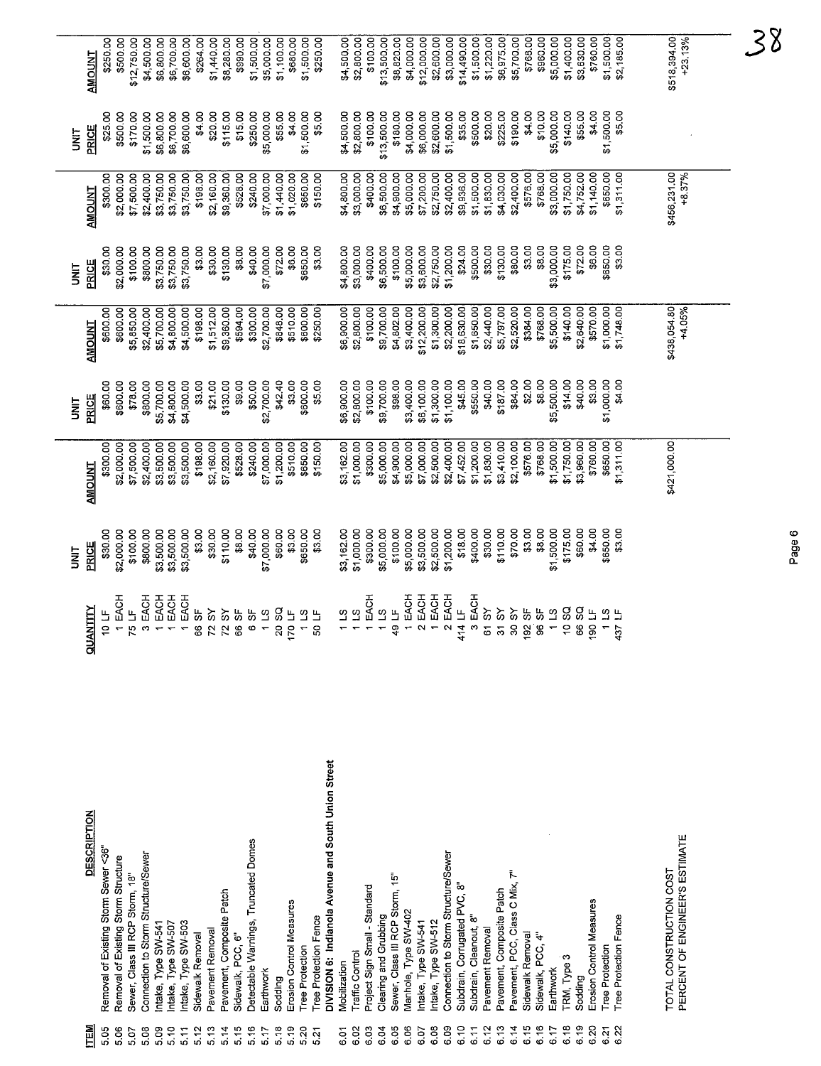| ITEM | DESCRIPTION | QUANTITY | UNIT PRICE | AMOUNT | UNIT PRICE | AMOUNT | UNIT PRICE | AMOUNT | UNIT PRICE | AMOUNT |
|---|---|---|---|---|---|---|---|---|---|---|
| 5.05 | Removal of Existing Storm Sewer <36" | 10 LF | $30.00 | $300.00 | $60.00 | $600.00 | $30.00 | $300.00 | $25.00 | $250.00 |
| 5.06 | Removal of Existing Storm Structure | 1 EACH | $2,000.00 | $2,000.00 | $600.00 | $600.00 | $2,000.00 | $2,000.00 | $500.00 | $500.00 |
| 5.07 | Sewer, Class III RCP Storm, 18" | 75 LF | $100.00 | $7,500.00 | $78.00 | $5,850.00 | $100.00 | $7,500.00 | $170.00 | $12,750.00 |
| 5.08 | Connection to Storm Structure/Sewer | 3 EACH | $800.00 | $2,400.00 | $800.00 | $2,400.00 | $800.00 | $2,400.00 | $1,500.00 | $4,500.00 |
| 5.09 | Intake, Type SW-541 | 1 EACH | $3,500.00 | $3,500.00 | $5,700.00 | $5,700.00 | $3,750.00 | $3,750.00 | $6,800.00 | $6,800.00 |
| 5.10 | Intake, Type SW-507 | 1 EACH | $3,500.00 | $3,500.00 | $4,800.00 | $4,800.00 | $3,750.00 | $3,750.00 | $6,700.00 | $6,700.00 |
| 5.11 | Intake, Type SW-503 | 1 EACH | $3,500.00 | $3,500.00 | $4,500.00 | $4,500.00 | $3,750.00 | $3,750.00 | $6,600.00 | $6,600.00 |
| 5.12 | Sidewalk Removal | 66 SF | $3.00 | $198.00 | $3.00 | $198.00 | $3.00 | $198.00 | $4.00 | $264.00 |
| 5.13 | Pavement Removal | 72 SY | $30.00 | $2,160.00 | $21.00 | $1,512.00 | $30.00 | $2,160.00 | $20.00 | $1,440.00 |
| 5.14 | Pavement, Composite Patch | 72 SY | $110.00 | $7,920.00 | $130.00 | $9,360.00 | $130.00 | $9,360.00 | $115.00 | $8,280.00 |
| 5.15 | Sidewalk, PCC, 6" | 66 SF | $8.00 | $528.00 | $9.00 | $594.00 | $8.00 | $528.00 | $15.00 | $990.00 |
| 5.16 | Detectable Warnings, Truncated Domes | 6 SF | $40.00 | $240.00 | $50.00 | $300.00 | $40.00 | $240.00 | $250.00 | $1,500.00 |
| 5.17 | Earthwork | 1 LS | $7,000.00 | $7,000.00 | $2,700.00 | $2,700.00 | $7,000.00 | $7,000.00 | $5,000.00 | $5,000.00 |
| 5.18 | Sodding | 20 SQ | $60.00 | $1,200.00 | $42.40 | $848.00 | $72.00 | $1,440.00 | $55.00 | $1,100.00 |
| 5.19 | Erosion Control Measures | 170 LF | $3.00 | $510.00 | $3.00 | $510.00 | $6.00 | $1,020.00 | $4.00 | $680.00 |
| 5.20 | Tree Protection | 1 LS | $650.00 | $650.00 | $600.00 | $600.00 | $650.00 | $650.00 | $1,500.00 | $1,500.00 |
| 5.21 | Tree Protection Fence | 50 LF | $3.00 | $150.00 | $5.00 | $250.00 | $3.00 | $150.00 | $5.00 | $250.00 |
| | **DIVISION 6: Indianola Avenue and South Union Street** | | | | | | | | | |
| 6.01 | Mobilization | 1 LS | $3,162.00 | $3,162.00 | $6,900.00 | $6,900.00 | $4,800.00 | $4,800.00 | $4,500.00 | $4,500.00 |
| 6.02 | Traffic Control | 1 LS | $1,000.00 | $1,000.00 | $2,800.00 | $2,800.00 | $3,000.00 | $3,000.00 | $2,800.00 | $2,800.00 |
| 6.03 | Project Sign Small - Standard | 1 EACH | $300.00 | $300.00 | $100.00 | $100.00 | $400.00 | $400.00 | $100.00 | $100.00 |
| 6.04 | Clearing and Grubbing | 1 LS | $5,000.00 | $5,000.00 | $9,700.00 | $9,700.00 | $6,500.00 | $6,500.00 | $13,500.00 | $13,500.00 |
| 6.05 | Sewer, Class III RCP Storm, 15" | 49 LF | $100.00 | $4,900.00 | $98.00 | $4,802.00 | $100.00 | $4,900.00 | $180.00 | $8,820.00 |
| 6.06 | Manhole, Type SW-402 | 1 EACH | $5,000.00 | $5,000.00 | $3,400.00 | $3,400.00 | $5,000.00 | $5,000.00 | $4,000.00 | $4,000.00 |
| 6.07 | Intake, Type SW-541 | 2 EACH | $3,500.00 | $7,000.00 | $6,100.00 | $12,200.00 | $3,600.00 | $7,200.00 | $6,000.00 | $12,000.00 |
| 6.08 | Intake, Type SW-512 | 1 EACH | $2,500.00 | $2,500.00 | $1,300.00 | $1,300.00 | $2,750.00 | $2,750.00 | $2,600.00 | $2,600.00 |
| 6.09 | Connection to Storm Structure/Sewer | 2 EACH | $1,200.00 | $2,400.00 | $1,100.00 | $2,200.00 | $1,200.00 | $2,400.00 | $1,500.00 | $3,000.00 |
| 6.10 | Subdrain, Corrugated PVC, 8" | 414 LF | $18.00 | $7,452.00 | $45.00 | $18,630.00 | $24.00 | $9,936.00 | $35.00 | $14,490.00 |
| 6.11 | Subdrain, Cleanout, 8" | 3 EACH | $400.00 | $1,200.00 | $550.00 | $1,650.00 | $500.00 | $1,500.00 | $500.00 | $1,500.00 |
| 6.12 | Pavement Removal | 61 SY | $30.00 | $1,830.00 | $40.00 | $2,440.00 | $30.00 | $1,830.00 | $20.00 | $1,220.00 |
| 6.13 | Pavement, Composite Patch | 31 SY | $110.00 | $3,410.00 | $187.00 | $5,797.00 | $130.00 | $4,030.00 | $225.00 | $6,975.00 |
| 6.14 | Pavement, PCC, Class C Mix, 7" | 30 SY | $70.00 | $2,100.00 | $84.00 | $2,520.00 | $80.00 | $2,400.00 | $190.00 | $5,700.00 |
| 6.15 | Sidewalk Removal | 192 SF | $3.00 | $576.00 | $2.00 | $384.00 | $3.00 | $576.00 | $4.00 | $768.00 |
| 6.16 | Sidewalk, PCC, 4" | 96 SF | $8.00 | $768.00 | $8.00 | $768.00 | $8.00 | $768.00 | $10.00 | $960.00 |
| 6.17 | Earthwork | 1 LS | $1,500.00 | $1,500.00 | $5,500.00 | $5,500.00 | $3,000.00 | $3,000.00 | $5,000.00 | $5,000.00 |
| 6.18 | TRM, Type 3 | 10 SQ | $175.00 | $1,750.00 | $14.00 | $140.00 | $175.00 | $1,750.00 | $140.00 | $1,400.00 |
| 6.19 | Sodding | 66 SQ | $60.00 | $3,960.00 | $40.00 | $2,640.00 | $72.00 | $4,752.00 | $55.00 | $3,630.00 |
| 6.20 | Erosion Control Measures | 190 LF | $4.00 | $760.00 | $3.00 | $570.00 | $6.00 | $1,140.00 | $4.00 | $760.00 |
| 6.21 | Tree Protection | 1 LS | $650.00 | $650.00 | $1,000.00 | $1,000.00 | $650.00 | $650.00 | $1,500.00 | $1,500.00 |
| 6.22 | Tree Protection Fence | 437 LF | $3.00 | $1,311.00 | $4.00 | $1,748.00 | $3.00 | $1,311.00 | $5.00 | $2,185.00 |
| | TOTAL CONSTRUCTION COST | | | $421,000.00 | | $438,054.80 | | $456,231.00 | | $518,394.00 |
| | PERCENT OF ENGINEER'S ESTIMATE | | | | | +4.05% | | +8.37% | | +23.13% |

38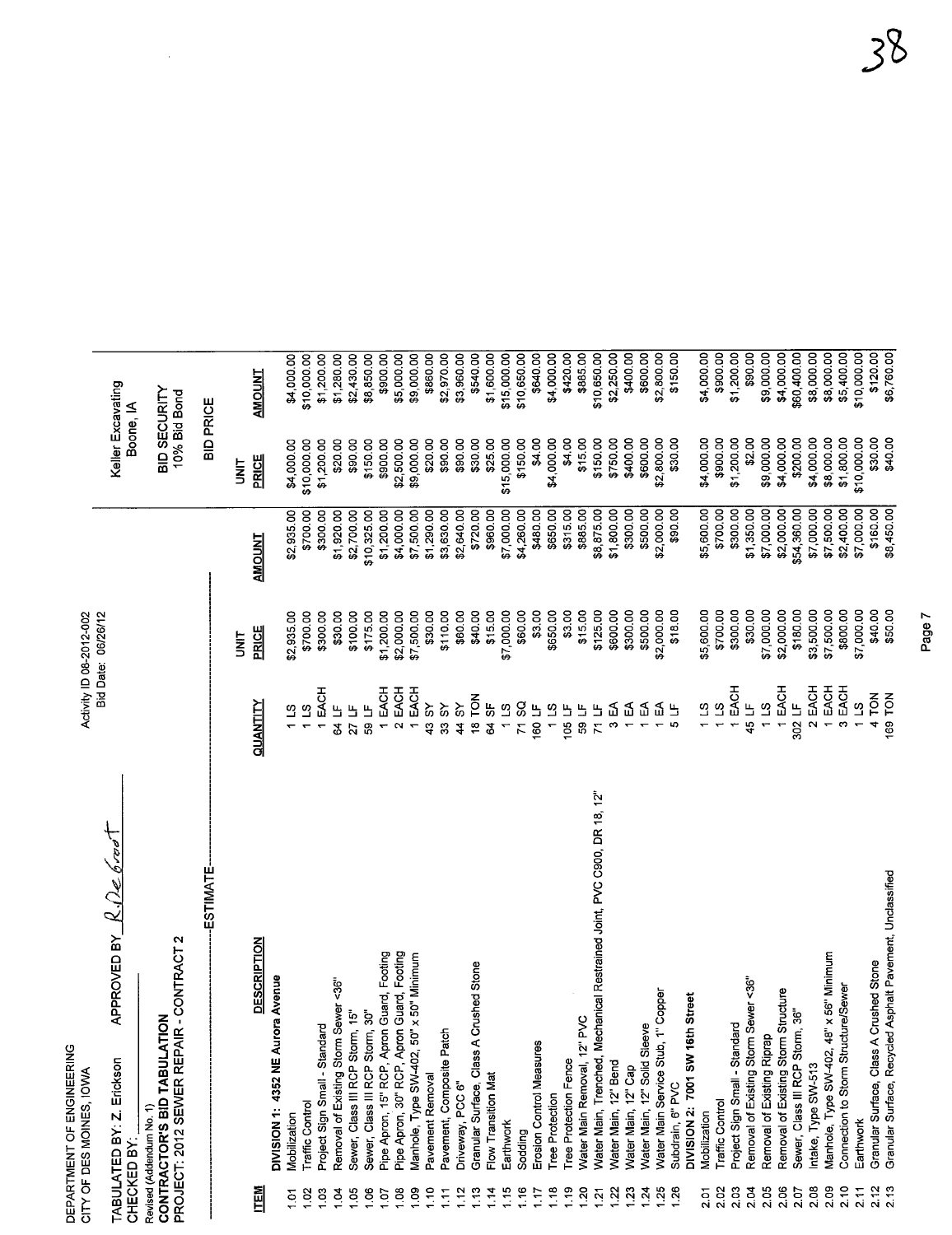DEPARTMENT OF ENGINEERING
CITY OF DES MOINES, IOWA

Activity ID 08-2012-002
Bid Date: 06/26/12

TABULATED BY: Z. Erickson APPROVED BY *R. DeBrock*
CHECKED BY:

Revised (Addendum No. 1)
**CONTRACTOR'S BID TABULATION**
**PROJECT: 2012 SEWER REPAIR - CONTRACT 2**

| ITEM | DESCRIPTION | QUANTITY | ESTIMATE UNIT PRICE | ESTIMATE AMOUNT | Keller Excavating, Boone, IA — BID SECURITY 10% Bid Bond — BID PRICE UNIT PRICE | AMOUNT |
|---|---|---|---|---|---|---|
| | **DIVISION 1: 4352 NE Aurora Avenue** | | | | | |
| 1.01 | Mobilization | 1 LS | $2,935.00 | $2,935.00 | $4,000.00 | $4,000.00 |
| 1.02 | Traffic Control | 1 LS | $700.00 | $700.00 | $10,000.00 | $10,000.00 |
| 1.03 | Project Sign Small - Standard | 1 EACH | $300.00 | $300.00 | $1,200.00 | $1,200.00 |
| 1.04 | Removal of Existing Storm Sewer <36" | 64 LF | $30.00 | $1,920.00 | $20.00 | $1,280.00 |
| 1.05 | Sewer, Class III RCP Storm, 15" | 27 LF | $100.00 | $2,700.00 | $90.00 | $2,430.00 |
| 1.06 | Sewer, Class III RCP Storm, 30" | 59 LF | $175.00 | $10,325.00 | $150.00 | $8,850.00 |
| 1.07 | Pipe Apron, 15" RCP, Apron Guard, Footing | 1 EACH | $1,200.00 | $1,200.00 | $900.00 | $900.00 |
| 1.08 | Pipe Apron, 30" RCP, Apron Guard, Footing | 2 EACH | $2,000.00 | $4,000.00 | $2,500.00 | $5,000.00 |
| 1.09 | Manhole, Type SW-402, 50" x 50" Minimum | 1 EACH | $7,500.00 | $7,500.00 | $9,000.00 | $9,000.00 |
| 1.10 | Pavement Removal | 43 SY | $30.00 | $1,290.00 | $20.00 | $860.00 |
| 1.11 | Pavement, Composite Patch | 33 SY | $110.00 | $3,630.00 | $90.00 | $2,970.00 |
| 1.12 | Driveway, PCC 6" | 44 SY | $60.00 | $2,640.00 | $90.00 | $3,960.00 |
| 1.13 | Granular Surface, Class A Crushed Stone | 18 TON | $40.00 | $720.00 | $30.00 | $540.00 |
| 1.14 | Flow Transition Mat | 64 SF | $15.00 | $960.00 | $25.00 | $1,600.00 |
| 1.15 | Earthwork | 1 LS | $7,000.00 | $7,000.00 | $15,000.00 | $15,000.00 |
| 1.16 | Sodding | 71 SQ | $60.00 | $4,260.00 | $150.00 | $10,650.00 |
| 1.17 | Erosion Control Measures | 160 LF | $3.00 | $480.00 | $4.00 | $640.00 |
| 1.18 | Tree Protection | 1 LS | $650.00 | $650.00 | $4,000.00 | $4,000.00 |
| 1.19 | Tree Protection Fence | 105 LF | $3.00 | $315.00 | $4.00 | $420.00 |
| 1.20 | Water Main Removal, 12" PVC | 59 LF | $15.00 | $885.00 | $15.00 | $885.00 |
| 1.21 | Water Main, Trenched, Mechanical Restrained Joint, PVC C900, DR 18, 12" | 71 LF | $125.00 | $8,875.00 | $150.00 | $10,650.00 |
| 1.22 | Water Main, 12" Bend | 3 EA | $600.00 | $1,800.00 | $750.00 | $2,250.00 |
| 1.23 | Water Main, 12" Cap | 1 EA | $300.00 | $300.00 | $400.00 | $400.00 |
| 1.24 | Water Main, 12" Solid Sleeve | 1 EA | $500.00 | $500.00 | $600.00 | $600.00 |
| 1.25 | Water Main Service Stub, 1" Copper | 1 EA | $2,000.00 | $2,000.00 | $2,800.00 | $2,800.00 |
| 1.26 | Subdrain, 6" PVC | 5 LF | $18.00 | $90.00 | $30.00 | $150.00 |
| | **DIVISION 2: 7001 SW 16th Street** | | | | | |
| 2.01 | Mobilization | 1 LS | $5,600.00 | $5,600.00 | $4,000.00 | $4,000.00 |
| 2.02 | Traffic Control | 1 LS | $700.00 | $700.00 | $900.00 | $900.00 |
| 2.03 | Project Sign Small - Standard | 1 EACH | $300.00 | $300.00 | $1,200.00 | $1,200.00 |
| 2.04 | Removal of Existing Storm Sewer <36" | 45 LF | $30.00 | $1,350.00 | $2.00 | $90.00 |
| 2.05 | Removal of Existing Riprap | 1 LS | $7,000.00 | $7,000.00 | $9,000.00 | $9,000.00 |
| 2.06 | Removal of Existing Storm Structure | 1 EACH | $2,000.00 | $2,000.00 | $4,000.00 | $4,000.00 |
| 2.07 | Sewer, Class III RCP Storm, 36" | 302 LF | $180.00 | $54,360.00 | $200.00 | $60,400.00 |
| 2.08 | Intake, Type SW-513 | 2 EACH | $3,500.00 | $7,000.00 | $4,000.00 | $8,000.00 |
| 2.09 | Manhole, Type SW-402, 48" x 56" Minimum | 1 EACH | $7,500.00 | $7,500.00 | $8,000.00 | $8,000.00 |
| 2.10 | Connection to Storm Structure/Sewer | 3 EACH | $800.00 | $2,400.00 | $1,800.00 | $5,400.00 |
| 2.11 | Earthwork | 1 LS | $7,000.00 | $7,000.00 | $10,000.00 | $10,000.00 |
| 2.12 | Granular Surface, Class A Crushed Stone | 4 TON | $40.00 | $160.00 | $30.00 | $120.00 |
| 2.13 | Granular Surface, Recycled Asphalt Pavement, Unclassified | 169 TON | $50.00 | $8,450.00 | $40.00 | $6,760.00 |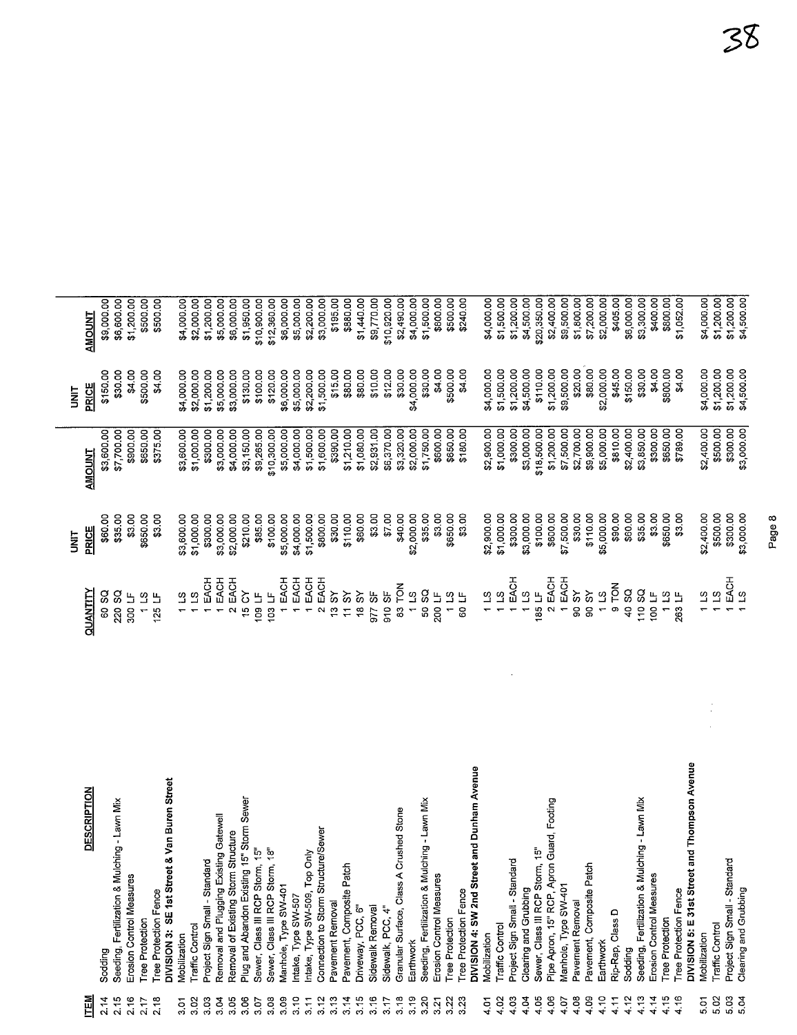| ITEM | DESCRIPTION | QUANTITY | UNIT PRICE | AMOUNT | UNIT PRICE | AMOUNT |
|---|---|---|---|---|---|---|
| 2.14 | Sodding | 60 SQ | $60.00 | $3,600.00 | $150.00 | $9,000.00 |
| 2.15 | Seeding, Fertilization & Mulching - Lawn Mix | 220 SQ | $35.00 | $7,700.00 | $30.00 | $6,600.00 |
| 2.16 | Erosion Control Measures | 300 LF | $3.00 | $900.00 | $4.00 | $1,200.00 |
| 2.17 | Tree Protection | 1 LS | $650.00 | $650.00 | $500.00 | $500.00 |
| 2.18 | Tree Protection Fence | 125 LF | $3.00 | $375.00 | $4.00 | $500.00 |
| | **DIVISION 3: SE 1st Street & Van Buren Street** | | | | | |
| 3.01 | Mobilization | 1 LS | $3,600.00 | $3,600.00 | $4,000.00 | $4,000.00 |
| 3.02 | Traffic Control | 1 LS | $1,000.00 | $1,000.00 | $2,000.00 | $2,000.00 |
| 3.03 | Project Sign Small - Standard | 1 EACH | $300.00 | $300.00 | $1,200.00 | $1,200.00 |
| 3.04 | Removal and Plugging Existing Gatewell | 1 EACH | $3,000.00 | $3,000.00 | $5,000.00 | $5,000.00 |
| 3.05 | Removal of Existing Storm Structure | 2 EACH | $2,000.00 | $4,000.00 | $3,000.00 | $6,000.00 |
| 3.06 | Plug and Abandon Existing 15" Storm Sewer | 15 CY | $210.00 | $3,150.00 | $130.00 | $1,950.00 |
| 3.07 | Sewer, Class III RCP Storm, 15" | 109 LF | $85.00 | $9,265.00 | $100.00 | $10,900.00 |
| 3.08 | Sewer, Class III RCP Storm, 18" | 103 LF | $100.00 | $10,300.00 | $120.00 | $12,360.00 |
| 3.09 | Manhole, Type SW-401 | 1 EACH | $5,000.00 | $5,000.00 | $6,000.00 | $6,000.00 |
| 3.10 | Intake, Type SW-507 | 1 EACH | $4,000.00 | $4,000.00 | $5,000.00 | $5,000.00 |
| 3.11 | Intake, Type SW-509, Top Only | 1 EACH | $1,500.00 | $1,500.00 | $2,200.00 | $2,200.00 |
| 3.12 | Connection to Storm Structure/Sewer | 2 EACH | $800.00 | $1,600.00 | $1,500.00 | $3,000.00 |
| 3.13 | Pavement Removal | 13 SY | $30.00 | $390.00 | $15.00 | $195.00 |
| 3.14 | Pavement, Composite Patch | 11 SY | $110.00 | $1,210.00 | $80.00 | $880.00 |
| 3.15 | Driveway, PCC, 6" | 18 SY | $60.00 | $1,080.00 | $80.00 | $1,440.00 |
| 3.16 | Sidewalk Removal | 977 SF | $3.00 | $2,931.00 | $10.00 | $9,770.00 |
| 3.17 | Sidewalk, PCC, 4" | 910 SF | $7.00 | $6,370.00 | $12.00 | $10,920.00 |
| 3.18 | Granular Surface, Class A Crushed Stone | 83 TON | $40.00 | $3,320.00 | $30.00 | $2,490.00 |
| 3.19 | Earthwork | 1 LS | $2,000.00 | $2,000.00 | $4,000.00 | $4,000.00 |
| 3.20 | Seeding, Fertilization & Mulching - Lawn Mix | 50 SQ | $35.00 | $1,750.00 | $30.00 | $1,500.00 |
| 3.21 | Erosion Control Measures | 200 LF | $3.00 | $600.00 | $4.00 | $800.00 |
| 3.22 | Tree Protection | 1 LS | $650.00 | $650.00 | $500.00 | $500.00 |
| 3.23 | Tree Protection Fence | 60 LF | $3.00 | $180.00 | $4.00 | $240.00 |
| | **DIVISION 4: SW 2nd Street and Dunham Avenue** | | | | | |
| 4.01 | Mobilization | 1 LS | $2,900.00 | $2,900.00 | $4,000.00 | $4,000.00 |
| 4.02 | Traffic Control | 1 LS | $1,000.00 | $1,000.00 | $1,500.00 | $1,500.00 |
| 4.03 | Project Sign Small - Standard | 1 EACH | $300.00 | $300.00 | $1,200.00 | $1,200.00 |
| 4.04 | Clearing and Grubbing | 1 LS | $3,000.00 | $3,000.00 | $4,500.00 | $4,500.00 |
| 4.05 | Sewer, Class III RCP Storm, 15" | 185 LF | $100.00 | $18,500.00 | $110.00 | $20,350.00 |
| 4.06 | Pipe Apron, 15" RCP, Apron Guard, Footing | 2 EACH | $600.00 | $1,200.00 | $1,200.00 | $2,400.00 |
| 4.07 | Manhole, Type SW-401 | 1 EACH | $7,500.00 | $7,500.00 | $9,500.00 | $9,500.00 |
| 4.08 | Pavement Removal | 90 SY | $30.00 | $2,700.00 | $20.00 | $1,800.00 |
| 4.09 | Pavement, Composite Patch | 90 SY | $110.00 | $9,900.00 | $80.00 | $7,200.00 |
| 4.10 | Earthwork | 1 LS | $5,000.00 | $5,000.00 | $2,000.00 | $2,000.00 |
| 4.11 | Rip-Rap, Class D | 9 TON | $90.00 | $810.00 | $45.00 | $405.00 |
| 4.12 | Sodding | 40 SQ | $60.00 | $2,400.00 | $150.00 | $6,000.00 |
| 4.13 | Seeding, Fertilization & Mulching - Lawn Mix | 110 SQ | $35.00 | $3,850.00 | $30.00 | $3,300.00 |
| 4.14 | Erosion Control Measures | 100 LF | $3.00 | $300.00 | $4.00 | $400.00 |
| 4.15 | Tree Protection | 1 LS | $650.00 | $650.00 | $800.00 | $800.00 |
| 4.16 | Tree Protection Fence | 263 LF | $3.00 | $789.00 | $4.00 | $1,052.00 |
| | **DIVISION 5: E 31st Street and Thompson Avenue** | | | | | |
| 5.01 | Mobilization | 1 LS | $2,400.00 | $2,400.00 | $4,000.00 | $4,000.00 |
| 5.02 | Traffic Control | 1 LS | $500.00 | $500.00 | $1,200.00 | $1,200.00 |
| 5.03 | Project Sign Small - Standard | 1 EACH | $300.00 | $300.00 | $1,200.00 | $1,200.00 |
| 5.04 | Clearing and Grubbing | 1 LS | $3,000.00 | $3,000.00 | $4,500.00 | $4,500.00 |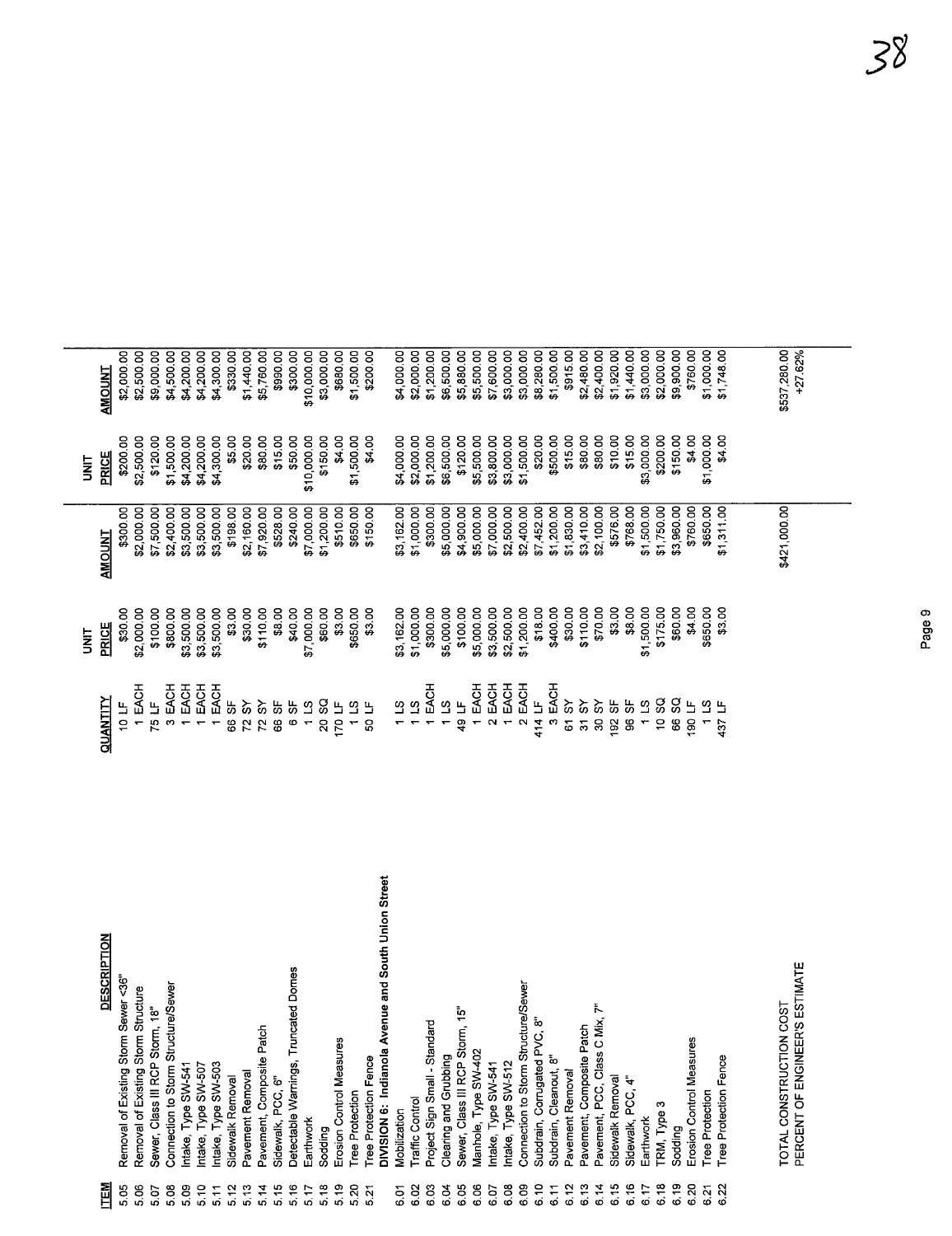| ITEM | DESCRIPTION | QUANTITY | UNIT PRICE | AMOUNT | UNIT PRICE | AMOUNT |
|---|---|---|---|---|---|---|
| 5.05 | Removal of Existing Storm Sewer <36" | 10 LF | $30.00 | $300.00 | $200.00 | $2,000.00 |
| 5.06 | Removal of Existing Storm Structure | 1 EACH | $2,000.00 | $2,000.00 | $2,500.00 | $2,500.00 |
| 5.07 | Sewer, Class III RCP Storm, 18" | 75 LF | $100.00 | $7,500.00 | $120.00 | $9,000.00 |
| 5.08 | Connection to Storm Structure/Sewer | 3 EACH | $800.00 | $2,400.00 | $1,500.00 | $4,500.00 |
| 5.09 | Intake, Type SW-541 | 1 EACH | $3,500.00 | $3,500.00 | $4,200.00 | $4,200.00 |
| 5.10 | Intake, Type SW-507 | 1 EACH | $3,500.00 | $3,500.00 | $4,200.00 | $4,200.00 |
| 5.11 | Intake, Type SW-503 | 1 EACH | $3,500.00 | $3,500.00 | $4,300.00 | $4,300.00 |
| 5.12 | Sidewalk Removal | 66 SF | $3.00 | $198.00 | $5.00 | $330.00 |
| 5.13 | Pavement Removal | 72 SY | $30.00 | $2,160.00 | $20.00 | $1,440.00 |
| 5.14 | Pavement, Composite Patch | 72 SY | $110.00 | $7,920.00 | $80.00 | $5,760.00 |
| 5.15 | Sidewalk, PCC, 6" | 66 SF | $8.00 | $528.00 | $15.00 | $990.00 |
| 5.16 | Detectable Warnings, Truncated Domes | 6 SF | $40.00 | $240.00 | $50.00 | $300.00 |
| 5.17 | Earthwork | 1 LS | $7,000.00 | $7,000.00 | $10,000.00 | $10,000.00 |
| 5.18 | Sodding | 20 SQ | $60.00 | $1,200.00 | $150.00 | $3,000.00 |
| 5.19 | Erosion Control Measures | 170 LF | $3.00 | $510.00 | $4.00 | $680.00 |
| 5.20 | Tree Protection | 1 LS | $650.00 | $650.00 | $1,500.00 | $1,500.00 |
| 5.21 | Tree Protection Fence | 50 LF | $3.00 | $150.00 | $4.00 | $200.00 |
| | **DIVISION 6: Indianola Avenue and South Union Street** | | | | | |
| 6.01 | Mobilization | 1 LS | $3,162.00 | $3,162.00 | $4,000.00 | $4,000.00 |
| 6.02 | Traffic Control | 1 LS | $1,000.00 | $1,000.00 | $2,000.00 | $2,000.00 |
| 6.03 | Project Sign Small - Standard | 1 EACH | $300.00 | $300.00 | $1,200.00 | $1,200.00 |
| 6.04 | Clearing and Grubbing | 1 LS | $5,000.00 | $5,000.00 | $6,500.00 | $6,500.00 |
| 6.05 | Sewer, Class III RCP Storm, 15" | 49 LF | $100.00 | $4,900.00 | $120.00 | $5,880.00 |
| 6.06 | Manhole, Type SW-402 | 1 EACH | $5,000.00 | $5,000.00 | $5,500.00 | $5,500.00 |
| 6.07 | Intake, Type SW-541 | 2 EACH | $3,500.00 | $7,000.00 | $3,800.00 | $7,600.00 |
| 6.08 | Intake, Type SW-512 | 1 EACH | $2,500.00 | $2,500.00 | $3,000.00 | $3,000.00 |
| 6.09 | Connection to Storm Structure/Sewer | 2 EACH | $1,200.00 | $2,400.00 | $1,500.00 | $3,000.00 |
| 6.10 | Subdrain, Corrugated PVC, 8" | 414 LF | $18.00 | $7,452.00 | $20.00 | $8,280.00 |
| 6.11 | Subdrain, Cleanout, 8" | 3 EACH | $400.00 | $1,200.00 | $500.00 | $1,500.00 |
| 6.12 | Pavement Removal | 61 SY | $30.00 | $1,830.00 | $15.00 | $915.00 |
| 6.13 | Pavement, Composite Patch | 31 SY | $110.00 | $3,410.00 | $80.00 | $2,480.00 |
| 6.14 | Pavement, PCC, Class C Mix, 7" | 30 SY | $70.00 | $2,100.00 | $80.00 | $2,400.00 |
| 6.15 | Sidewalk Removal | 192 SF | $3.00 | $576.00 | $10.00 | $1,920.00 |
| 6.16 | Sidewalk, PCC, 4" | 96 SF | $8.00 | $768.00 | $15.00 | $1,440.00 |
| 6.17 | Earthwork | 1 LS | $1,500.00 | $1,500.00 | $3,000.00 | $3,000.00 |
| 6.18 | TRM, Type 3 | 10 SQ | $175.00 | $1,750.00 | $200.00 | $2,000.00 |
| 6.19 | Sodding | 66 SQ | $60.00 | $3,960.00 | $150.00 | $9,900.00 |
| 6.20 | Erosion Control Measures | 190 LF | $4.00 | $760.00 | $4.00 | $760.00 |
| 6.21 | Tree Protection | 1 LS | $650.00 | $650.00 | $1,000.00 | $1,000.00 |
| 6.22 | Tree Protection Fence | 437 LF | $3.00 | $1,311.00 | $4.00 | $1,748.00 |
| | TOTAL CONSTRUCTION COST | | | $421,000.00 | | $537,280.00 |
| | PERCENT OF ENGINEER'S ESTIMATE | | | | | +27.62% |